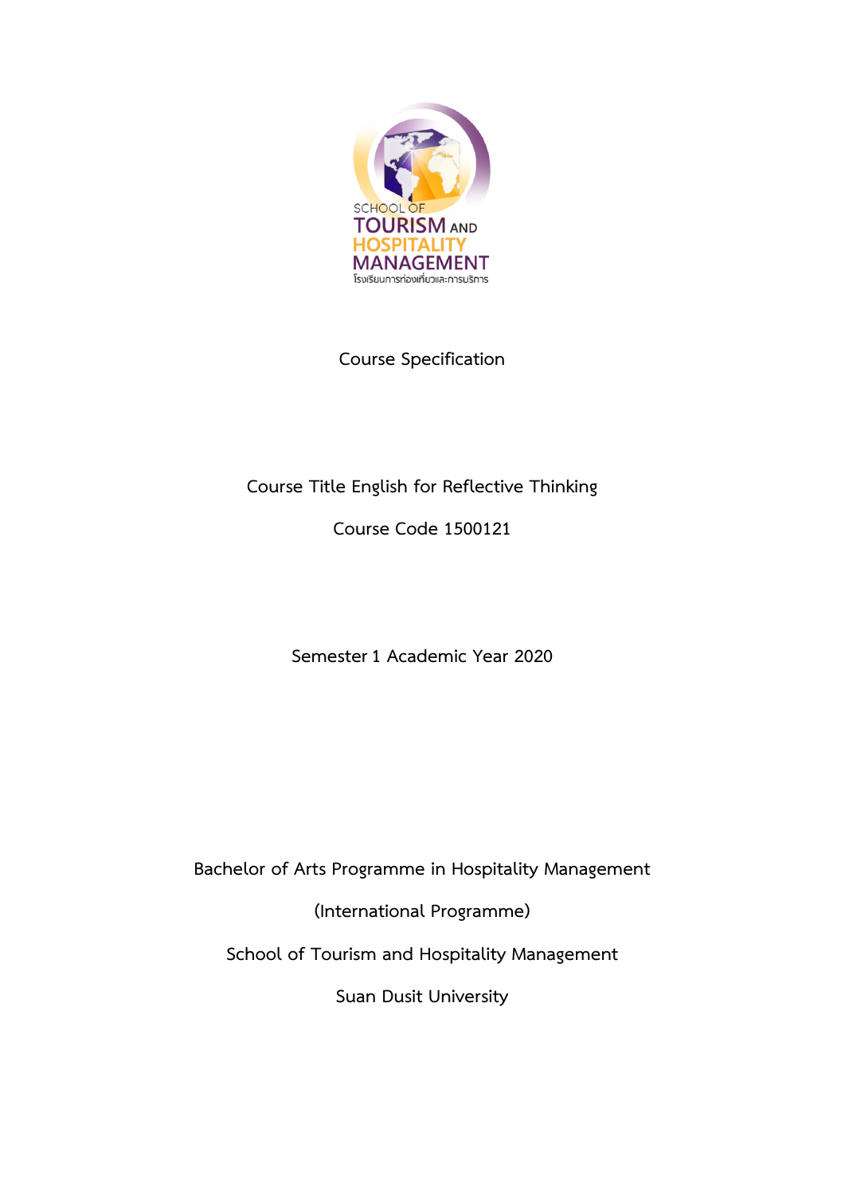SCHOOL OF TOURISM AND HOSPITALITY MANAGEMENT

โรงเรียนการท่องเที่ยวและการบริการ

# Course Specification

**Course Title English for Reflective Thinking**

**Course Code 1500121**

**Semester 1 Academic Year 2020**

**Bachelor of Arts Programme in Hospitality Management**

**(International Programme)**

**School of Tourism and Hospitality Management**

**Suan Dusit University**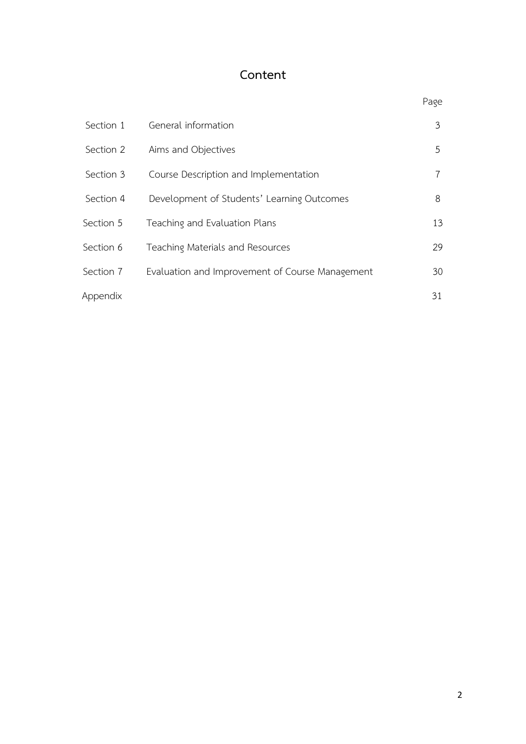# Content

| | | Page |
|---|---|---|
| Section 1 | General information | 3 |
| Section 2 | Aims and Objectives | 5 |
| Section 3 | Course Description and Implementation | 7 |
| Section 4 | Development of Students' Learning Outcomes | 8 |
| Section 5 | Teaching and Evaluation Plans | 13 |
| Section 6 | Teaching Materials and Resources | 29 |
| Section 7 | Evaluation and Improvement of Course Management | 30 |
| Appendix | | 31 |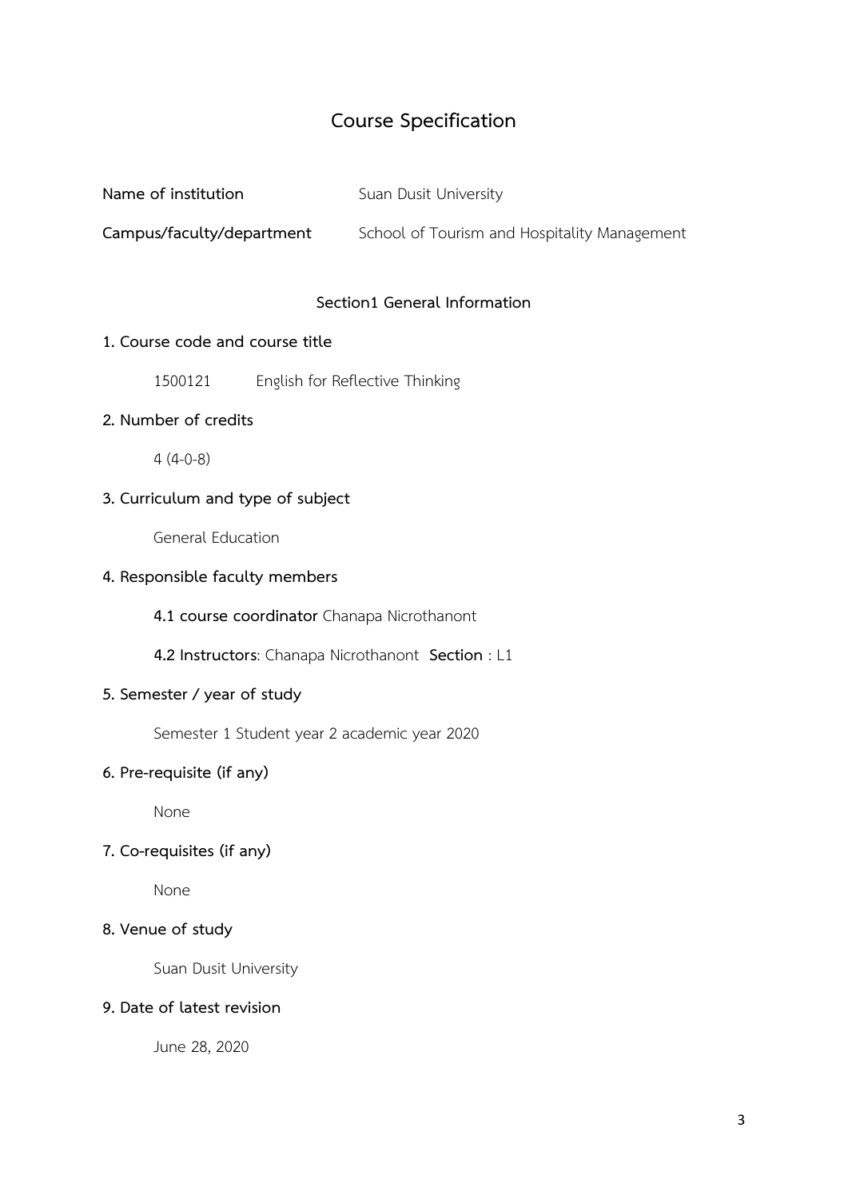# Course Specification

**Name of institution** Suan Dusit University

**Campus/faculty/department** School of Tourism and Hospitality Management

## Section1 General Information

**1. Course code and course title**

1500121 English for Reflective Thinking

**2. Number of credits**

4 (4-0-8)

**3. Curriculum and type of subject**

General Education

**4. Responsible faculty members**

**4.1 course coordinator** Chanapa Nicrothanont

**4.2 Instructors**: Chanapa Nicrothanont **Section** : L1

**5. Semester / year of study**

Semester 1 Student year 2 academic year 2020

**6. Pre-requisite (if any)**

None

**7. Co-requisites (if any)**

None

**8. Venue of study**

Suan Dusit University

**9. Date of latest revision**

June 28, 2020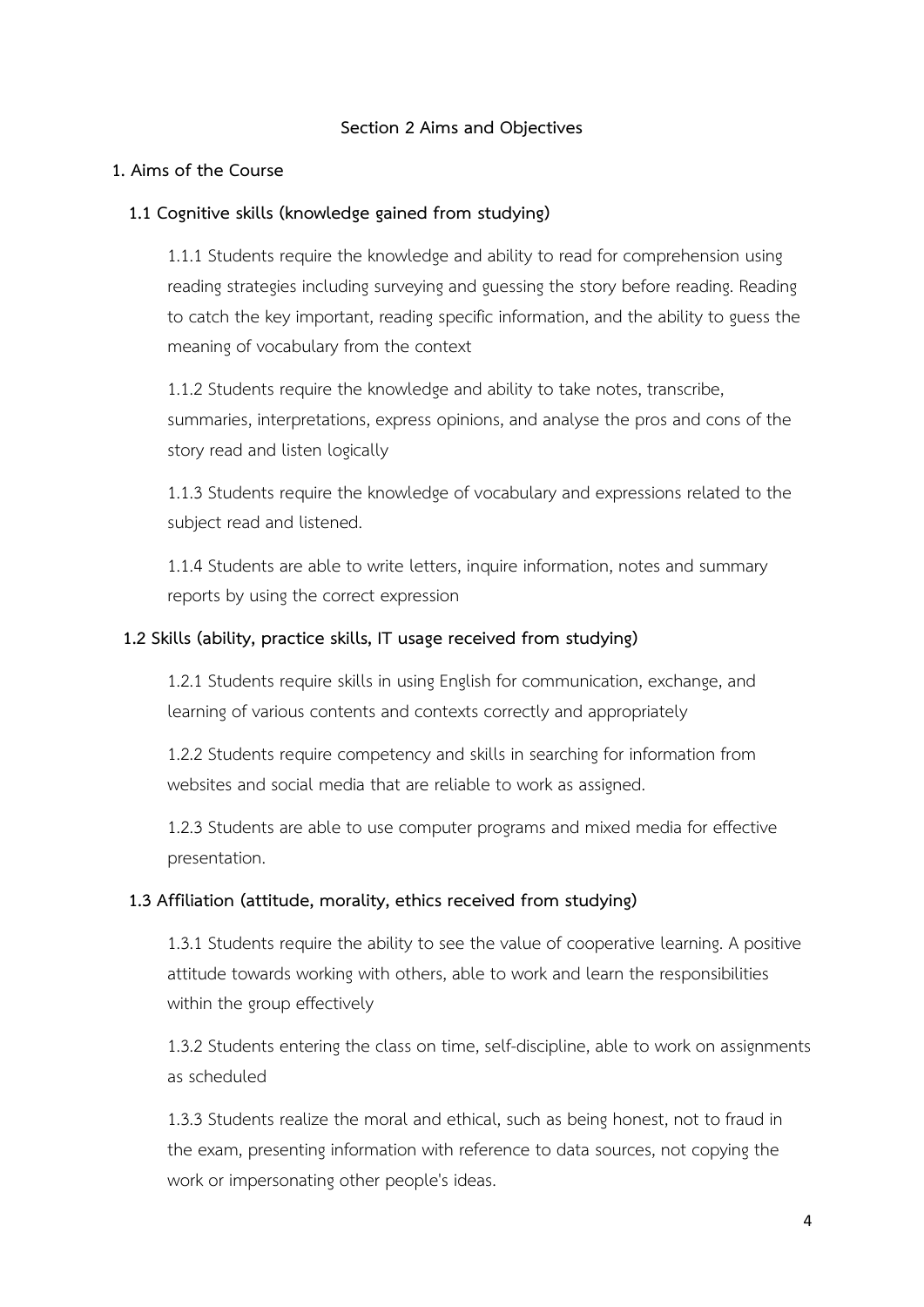## Section 2 Aims and Objectives

### 1. Aims of the Course

#### 1.1 Cognitive skills (knowledge gained from studying)

1.1.1 Students require the knowledge and ability to read for comprehension using reading strategies including surveying and guessing the story before reading. Reading to catch the key important, reading specific information, and the ability to guess the meaning of vocabulary from the context

1.1.2 Students require the knowledge and ability to take notes, transcribe, summaries, interpretations, express opinions, and analyse the pros and cons of the story read and listen logically

1.1.3 Students require the knowledge of vocabulary and expressions related to the subject read and listened.

1.1.4 Students are able to write letters, inquire information, notes and summary reports by using the correct expression

#### 1.2 Skills (ability, practice skills, IT usage received from studying)

1.2.1 Students require skills in using English for communication, exchange, and learning of various contents and contexts correctly and appropriately

1.2.2 Students require competency and skills in searching for information from websites and social media that are reliable to work as assigned.

1.2.3 Students are able to use computer programs and mixed media for effective presentation.

#### 1.3 Affiliation (attitude, morality, ethics received from studying)

1.3.1 Students require the ability to see the value of cooperative learning. A positive attitude towards working with others, able to work and learn the responsibilities within the group effectively

1.3.2 Students entering the class on time, self-discipline, able to work on assignments as scheduled

1.3.3 Students realize the moral and ethical, such as being honest, not to fraud in the exam, presenting information with reference to data sources, not copying the work or impersonating other people's ideas.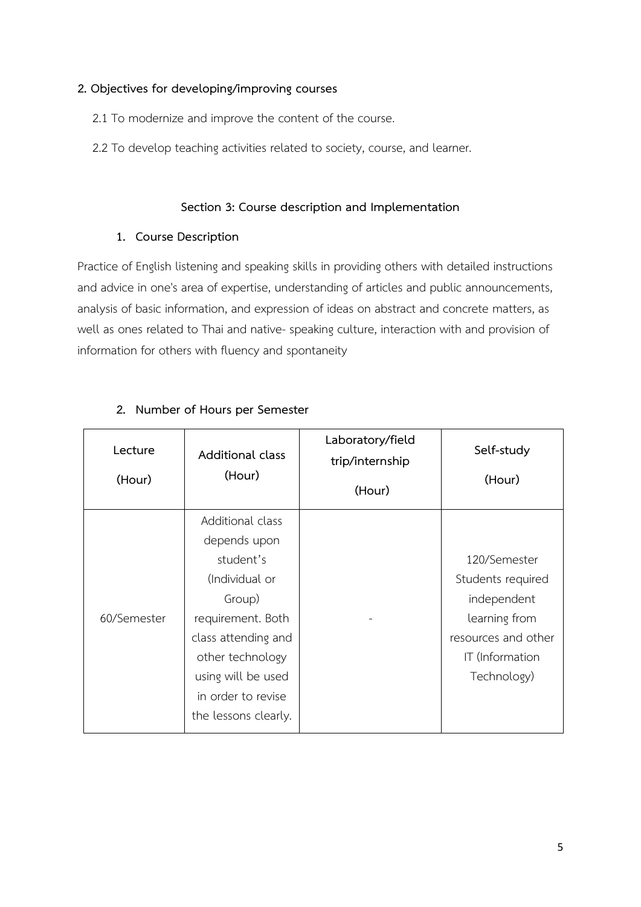**2. Objectives for developing/improving courses**

2.1 To modernize and improve the content of the course.

2.2 To develop teaching activities related to society, course, and learner.

## Section 3: Course description and Implementation

### 1. Course Description

Practice of English listening and speaking skills in providing others with detailed instructions and advice in one's area of expertise, understanding of articles and public announcements, analysis of basic information, and expression of ideas on abstract and concrete matters, as well as ones related to Thai and native- speaking culture, interaction with and provision of information for others with fluency and spontaneity

### 2. Number of Hours per Semester

| Lecture (Hour) | Additional class (Hour) | Laboratory/field trip/internship (Hour) | Self-study (Hour) |
|---|---|---|---|
| 60/Semester | Additional class depends upon student's (Individual or Group) requirement. Both class attending and other technology using will be used in order to revise the lessons clearly. | - | 120/Semester Students required independent learning from resources and other IT (Information Technology) |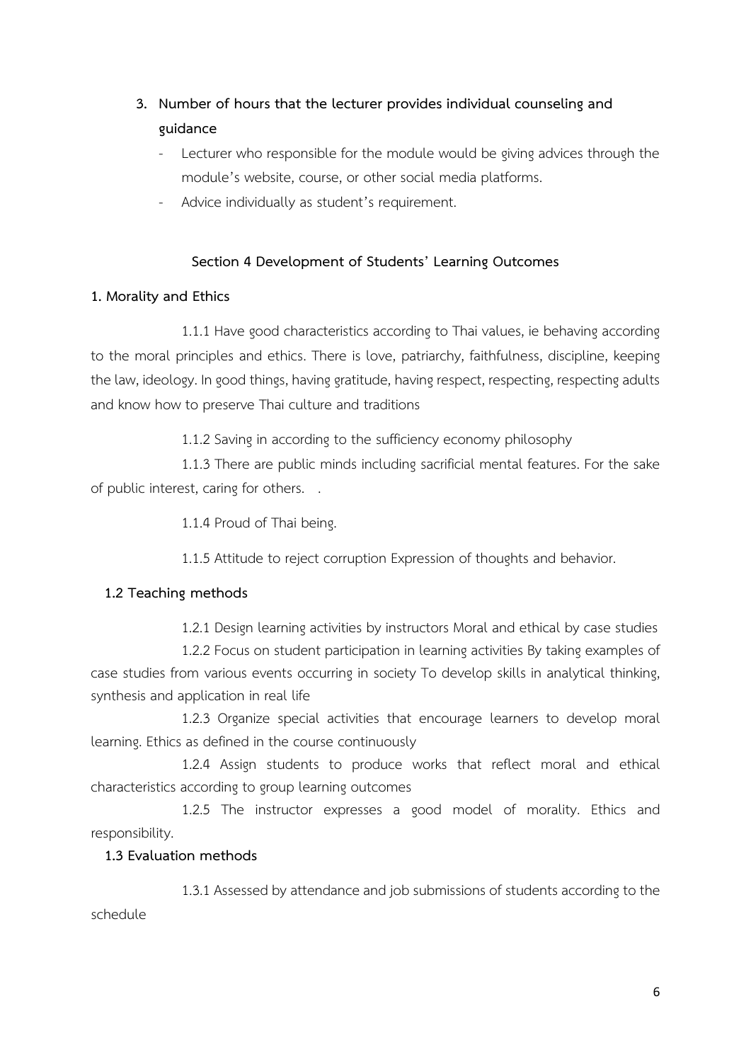3. **Number of hours that the lecturer provides individual counseling and guidance**
   - Lecturer who responsible for the module would be giving advices through the module's website, course, or other social media platforms.
   - Advice individually as student's requirement.

## Section 4 Development of Students' Learning Outcomes

### 1. Morality and Ethics

1.1.1 Have good characteristics according to Thai values, ie behaving according to the moral principles and ethics. There is love, patriarchy, faithfulness, discipline, keeping the law, ideology. In good things, having gratitude, having respect, respecting, respecting adults and know how to preserve Thai culture and traditions

1.1.2 Saving in according to the sufficiency economy philosophy

1.1.3 There are public minds including sacrificial mental features. For the sake of public interest, caring for others. .

1.1.4 Proud of Thai being.

1.1.5 Attitude to reject corruption Expression of thoughts and behavior.

### 1.2 Teaching methods

1.2.1 Design learning activities by instructors Moral and ethical by case studies

1.2.2 Focus on student participation in learning activities By taking examples of case studies from various events occurring in society To develop skills in analytical thinking, synthesis and application in real life

1.2.3 Organize special activities that encourage learners to develop moral learning. Ethics as defined in the course continuously

1.2.4 Assign students to produce works that reflect moral and ethical characteristics according to group learning outcomes

1.2.5 The instructor expresses a good model of morality. Ethics and responsibility.

### 1.3 Evaluation methods

1.3.1 Assessed by attendance and job submissions of students according to the schedule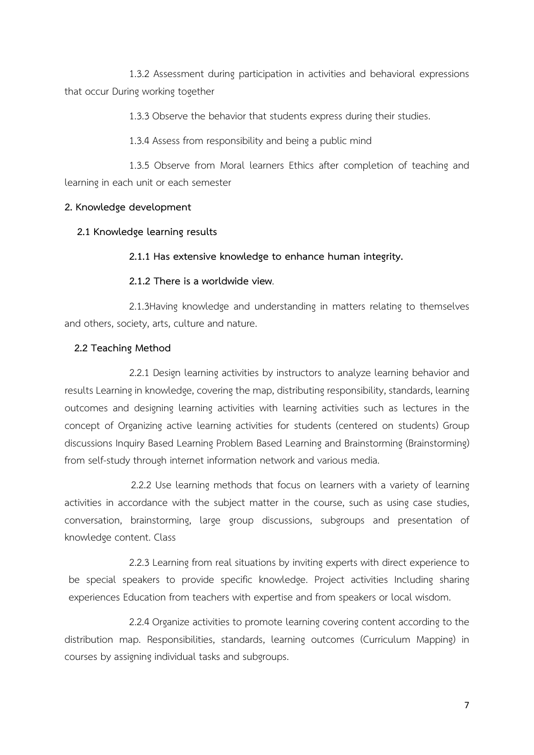1.3.2 Assessment during participation in activities and behavioral expressions that occur During working together

1.3.3 Observe the behavior that students express during their studies.

1.3.4 Assess from responsibility and being a public mind

1.3.5 Observe from Moral learners Ethics after completion of teaching and learning in each unit or each semester

**2. Knowledge development**

**2.1 Knowledge learning results**

**2.1.1 Has extensive knowledge to enhance human integrity.**

**2.1.2 There is a worldwide view**.

2.1.3Having knowledge and understanding in matters relating to themselves and others, society, arts, culture and nature.

**2.2 Teaching Method**

2.2.1 Design learning activities by instructors to analyze learning behavior and results Learning in knowledge, covering the map, distributing responsibility, standards, learning outcomes and designing learning activities with learning activities such as lectures in the concept of Organizing active learning activities for students (centered on students) Group discussions Inquiry Based Learning Problem Based Learning and Brainstorming (Brainstorming) from self-study through internet information network and various media.

2.2.2 Use learning methods that focus on learners with a variety of learning activities in accordance with the subject matter in the course, such as using case studies, conversation, brainstorming, large group discussions, subgroups and presentation of knowledge content. Class

2.2.3 Learning from real situations by inviting experts with direct experience to be special speakers to provide specific knowledge. Project activities Including sharing experiences Education from teachers with expertise and from speakers or local wisdom.

2.2.4 Organize activities to promote learning covering content according to the distribution map. Responsibilities, standards, learning outcomes (Curriculum Mapping) in courses by assigning individual tasks and subgroups.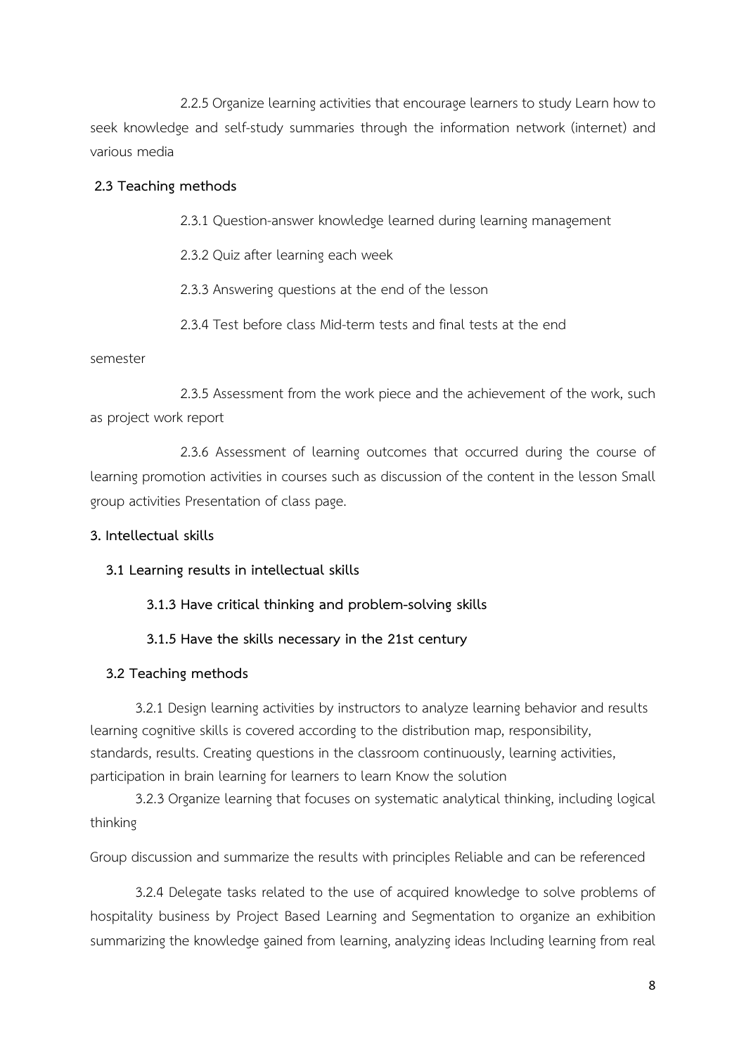2.2.5 Organize learning activities that encourage learners to study Learn how to seek knowledge and self-study summaries through the information network (internet) and various media

**2.3 Teaching methods**

2.3.1 Question-answer knowledge learned during learning management

2.3.2 Quiz after learning each week

2.3.3 Answering questions at the end of the lesson

2.3.4 Test before class Mid-term tests and final tests at the end semester

2.3.5 Assessment from the work piece and the achievement of the work, such as project work report

2.3.6 Assessment of learning outcomes that occurred during the course of learning promotion activities in courses such as discussion of the content in the lesson Small group activities Presentation of class page.

**3. Intellectual skills**

**3.1 Learning results in intellectual skills**

**3.1.3 Have critical thinking and problem-solving skills**

**3.1.5 Have the skills necessary in the 21st century**

**3.2 Teaching methods**

3.2.1 Design learning activities by instructors to analyze learning behavior and results learning cognitive skills is covered according to the distribution map, responsibility, standards, results. Creating questions in the classroom continuously, learning activities, participation in brain learning for learners to learn Know the solution

3.2.3 Organize learning that focuses on systematic analytical thinking, including logical thinking

Group discussion and summarize the results with principles Reliable and can be referenced

3.2.4 Delegate tasks related to the use of acquired knowledge to solve problems of hospitality business by Project Based Learning and Segmentation to organize an exhibition summarizing the knowledge gained from learning, analyzing ideas Including learning from real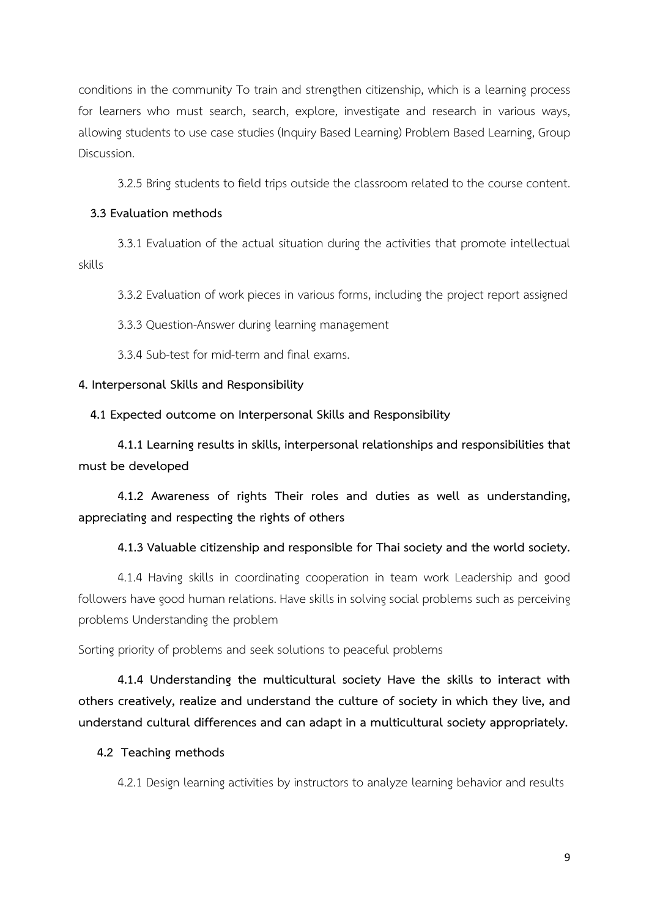conditions in the community To train and strengthen citizenship, which is a learning process for learners who must search, search, explore, investigate and research in various ways, allowing students to use case studies (Inquiry Based Learning) Problem Based Learning, Group Discussion.

3.2.5 Bring students to field trips outside the classroom related to the course content.

**3.3 Evaluation methods**

3.3.1 Evaluation of the actual situation during the activities that promote intellectual skills

3.3.2 Evaluation of work pieces in various forms, including the project report assigned

3.3.3 Question-Answer during learning management

3.3.4 Sub-test for mid-term and final exams.

**4. Interpersonal Skills and Responsibility**

**4.1 Expected outcome on Interpersonal Skills and Responsibility**

**4.1.1 Learning results in skills, interpersonal relationships and responsibilities that must be developed**

**4.1.2 Awareness of rights Their roles and duties as well as understanding, appreciating and respecting the rights of others**

**4.1.3 Valuable citizenship and responsible for Thai society and the world society.**

4.1.4 Having skills in coordinating cooperation in team work Leadership and good followers have good human relations. Have skills in solving social problems such as perceiving problems Understanding the problem

Sorting priority of problems and seek solutions to peaceful problems

**4.1.4 Understanding the multicultural society Have the skills to interact with others creatively, realize and understand the culture of society in which they live, and understand cultural differences and can adapt in a multicultural society appropriately.**

**4.2 Teaching methods**

4.2.1 Design learning activities by instructors to analyze learning behavior and results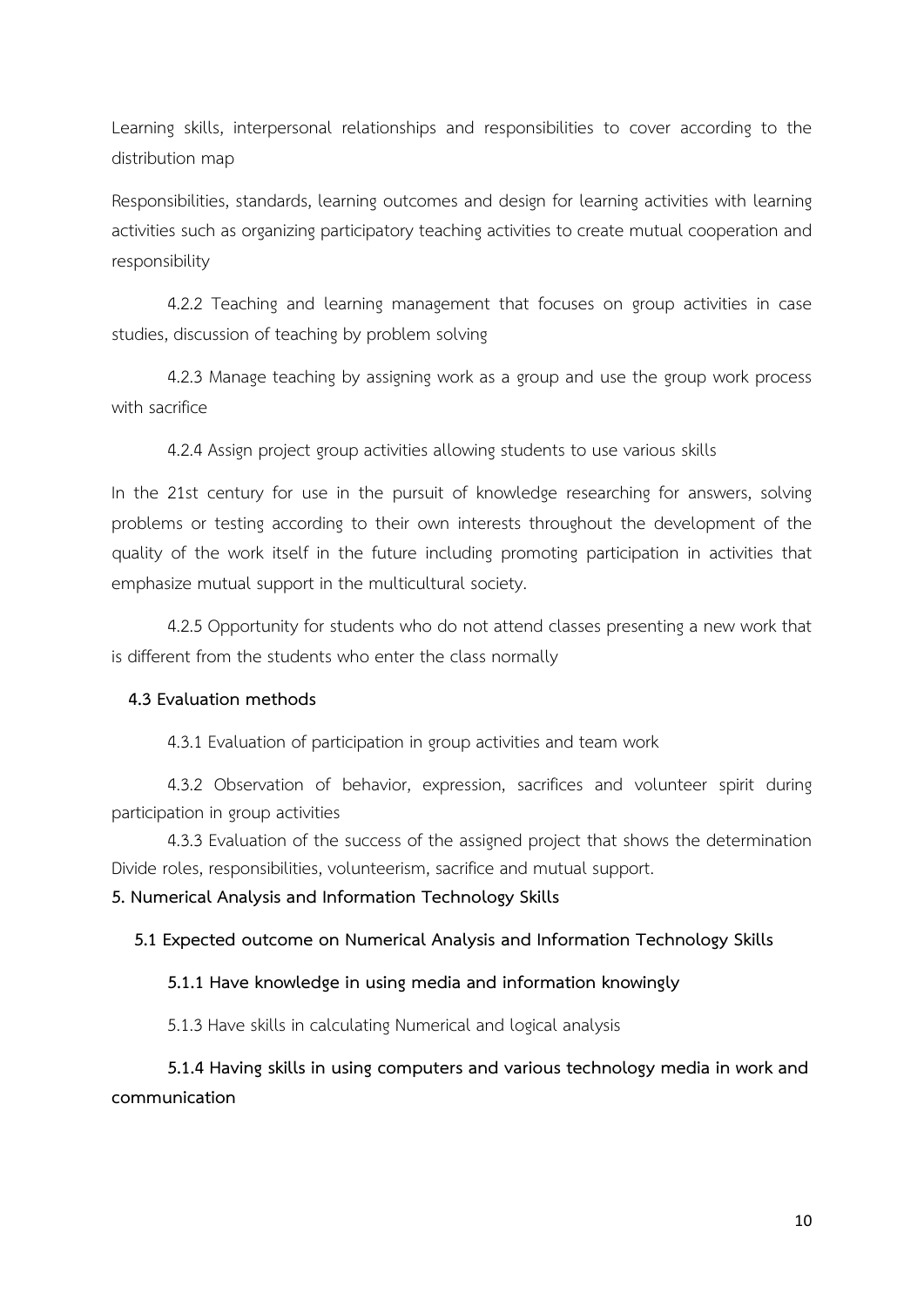Learning skills, interpersonal relationships and responsibilities to cover according to the distribution map

Responsibilities, standards, learning outcomes and design for learning activities with learning activities such as organizing participatory teaching activities to create mutual cooperation and responsibility

4.2.2 Teaching and learning management that focuses on group activities in case studies, discussion of teaching by problem solving

4.2.3 Manage teaching by assigning work as a group and use the group work process with sacrifice

4.2.4 Assign project group activities allowing students to use various skills

In the 21st century for use in the pursuit of knowledge researching for answers, solving problems or testing according to their own interests throughout the development of the quality of the work itself in the future including promoting participation in activities that emphasize mutual support in the multicultural society.

4.2.5 Opportunity for students who do not attend classes presenting a new work that is different from the students who enter the class normally

**4.3 Evaluation methods**

4.3.1 Evaluation of participation in group activities and team work

4.3.2 Observation of behavior, expression, sacrifices and volunteer spirit during participation in group activities

4.3.3 Evaluation of the success of the assigned project that shows the determination Divide roles, responsibilities, volunteerism, sacrifice and mutual support.

**5. Numerical Analysis and Information Technology Skills**

**5.1 Expected outcome on Numerical Analysis and Information Technology Skills**

**5.1.1 Have knowledge in using media and information knowingly**

5.1.3 Have skills in calculating Numerical and logical analysis

**5.1.4 Having skills in using computers and various technology media in work and communication**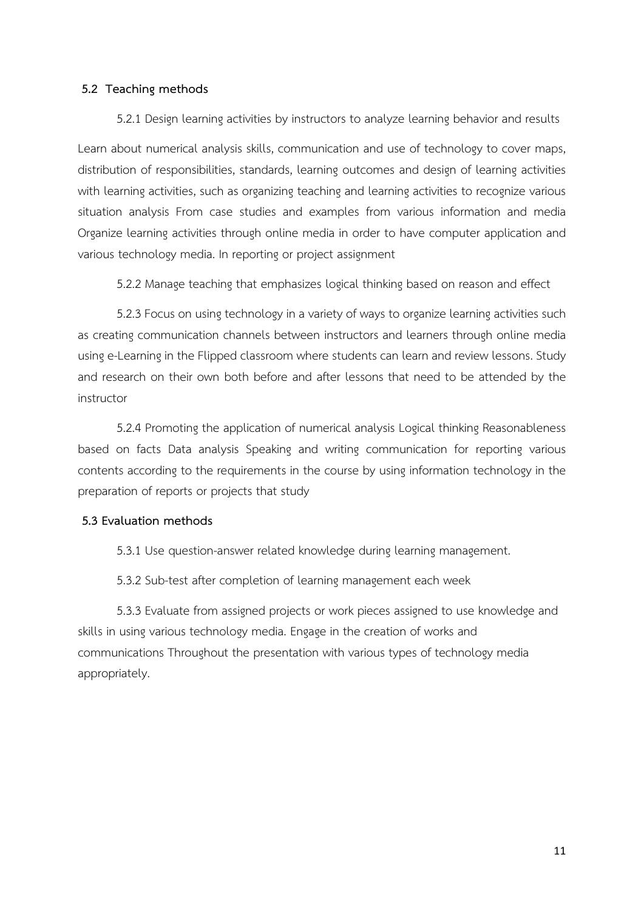**5.2 Teaching methods**

5.2.1 Design learning activities by instructors to analyze learning behavior and results

Learn about numerical analysis skills, communication and use of technology to cover maps, distribution of responsibilities, standards, learning outcomes and design of learning activities with learning activities, such as organizing teaching and learning activities to recognize various situation analysis From case studies and examples from various information and media Organize learning activities through online media in order to have computer application and various technology media. In reporting or project assignment

5.2.2 Manage teaching that emphasizes logical thinking based on reason and effect

5.2.3 Focus on using technology in a variety of ways to organize learning activities such as creating communication channels between instructors and learners through online media using e-Learning in the Flipped classroom where students can learn and review lessons. Study and research on their own both before and after lessons that need to be attended by the instructor

5.2.4 Promoting the application of numerical analysis Logical thinking Reasonableness based on facts Data analysis Speaking and writing communication for reporting various contents according to the requirements in the course by using information technology in the preparation of reports or projects that study

**5.3 Evaluation methods**

5.3.1 Use question-answer related knowledge during learning management.

5.3.2 Sub-test after completion of learning management each week

5.3.3 Evaluate from assigned projects or work pieces assigned to use knowledge and skills in using various technology media. Engage in the creation of works and communications Throughout the presentation with various types of technology media appropriately.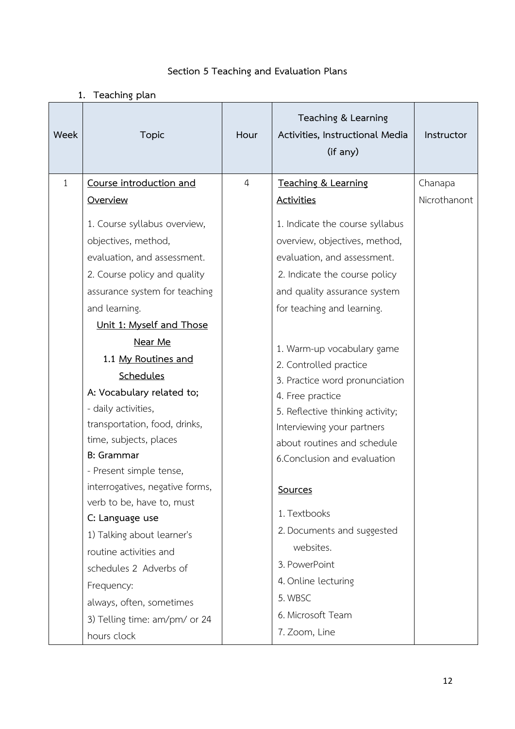## Section 5 Teaching and Evaluation Plans

### 1. Teaching plan

| Week | Topic | Hour | Teaching & Learning Activities, Instructional Media (if any) | Instructor |
|---|---|---|---|---|
| 1 | <u>Course introduction and Overview</u><br>1. Course syllabus overview, objectives, method, evaluation, and assessment.<br>2. Course policy and quality assurance system for teaching and learning.<br><u>Unit 1: Myself and Those Near Me</u><br>**1.1** <u>My Routines and Schedules</u><br>**A: Vocabulary related to;**<br>- daily activities, transportation, food, drinks, time, subjects, places<br>**B: Grammar**<br>- Present simple tense, interrogatives, negative forms, verb to be, have to, must<br>**C: Language use**<br>1) Talking about learner's routine activities and schedules 2 Adverbs of Frequency:<br>always, often, sometimes<br>3) Telling time: am/pm/ or 24 hours clock | 4 | <u>Teaching & Learning Activities</u><br>1. Indicate the course syllabus overview, objectives, method, evaluation, and assessment.<br>2. Indicate the course policy and quality assurance system for teaching and learning.<br><br>1. Warm-up vocabulary game<br>2. Controlled practice<br>3. Practice word pronunciation<br>4. Free practice<br>5. Reflective thinking activity; Interviewing your partners about routines and schedule<br>6.Conclusion and evaluation<br><br><u>Sources</u><br>1. Textbooks<br>2. Documents and suggested websites.<br>3. PowerPoint<br>4. Online lecturing<br>5. WBSC<br>6. Microsoft Team<br>7. Zoom, Line | Chanapa Nicrothanont |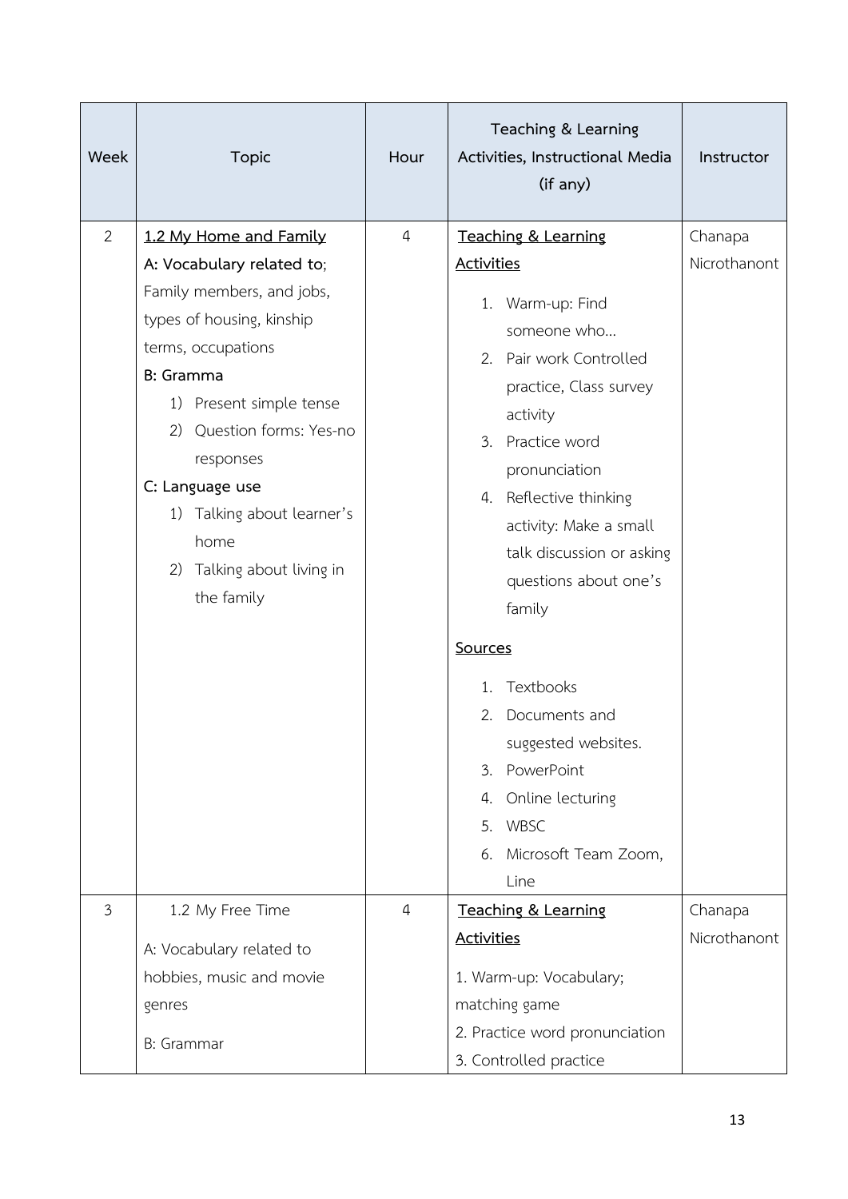| Week | Topic | Hour | Teaching & Learning Activities, Instructional Media (if any) | Instructor |
|---|---|---|---|---|
| 2 | <u>1.2 My Home and Family</u><br>**A: Vocabulary related to**; Family members, and jobs, types of housing, kinship terms, occupations<br>**B: Gramma**<br>1) Present simple tense<br>2) Question forms: Yes-no responses<br>**C: Language use**<br>1) Talking about learner's home<br>2) Talking about living in the family | 4 | <u>Teaching & Learning Activities</u><br>1. Warm-up: Find someone who…<br>2. Pair work Controlled practice, Class survey activity<br>3. Practice word pronunciation<br>4. Reflective thinking activity: Make a small talk discussion or asking questions about one's family<br><u>Sources</u><br>1. Textbooks<br>2. Documents and suggested websites.<br>3. PowerPoint<br>4. Online lecturing<br>5. WBSC<br>6. Microsoft Team Zoom, Line | Chanapa Nicrothanont |
| 3 | 1.2 My Free Time<br>A: Vocabulary related to hobbies, music and movie genres<br>B: Grammar | 4 | <u>Teaching & Learning Activities</u><br>1. Warm-up: Vocabulary; matching game<br>2. Practice word pronunciation<br>3. Controlled practice | Chanapa Nicrothanont |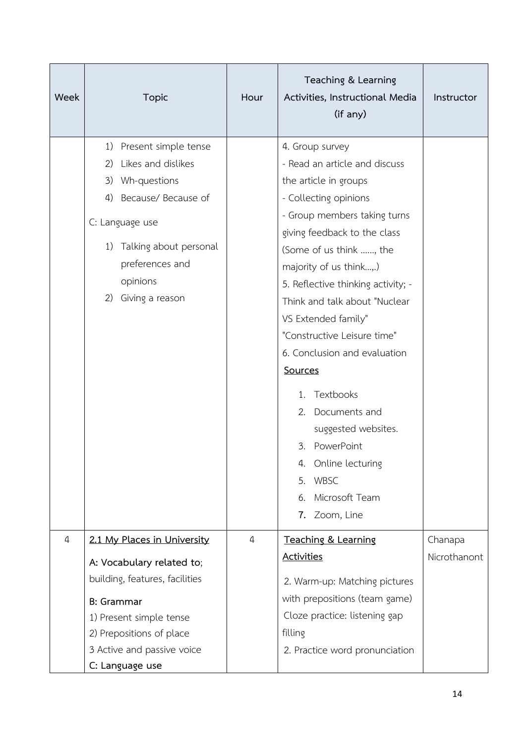| Week | Topic | Hour | Teaching & Learning Activities, Instructional Media (if any) | Instructor |
|---|---|---|---|---|
| | 1) Present simple tense<br>2) Likes and dislikes<br>3) Wh-questions<br>4) Because/ Because of<br><br>C: Language use<br><br>1) Talking about personal preferences and opinions<br>2) Giving a reason | | 4. Group survey<br>- Read an article and discuss the article in groups<br>- Collecting opinions<br>- Group members taking turns giving feedback to the class (Some of us think ……, the majority of us think…,.)<br>5. Reflective thinking activity; - Think and talk about "Nuclear VS Extended family" "Constructive Leisure time"<br>6. Conclusion and evaluation<br>**<u>Sources</u>**<br><br>1. Textbooks<br>2. Documents and suggested websites.<br>3. PowerPoint<br>4. Online lecturing<br>5. WBSC<br>6. Microsoft Team<br>7. Zoom, Line | |
| 4 | **<u>2.1 My Places in University</u>**<br><br>**A: Vocabulary related to**; building, features, facilities<br><br>**B: Grammar**<br>1) Present simple tense<br>2) Prepositions of place<br>3 Active and passive voice<br>**C: Language use** | 4 | **<u>Teaching & Learning Activities</u>**<br><br>2. Warm-up: Matching pictures with prepositions (team game)<br>Cloze practice: listening gap filling<br>2. Practice word pronunciation | Chanapa Nicrothanont |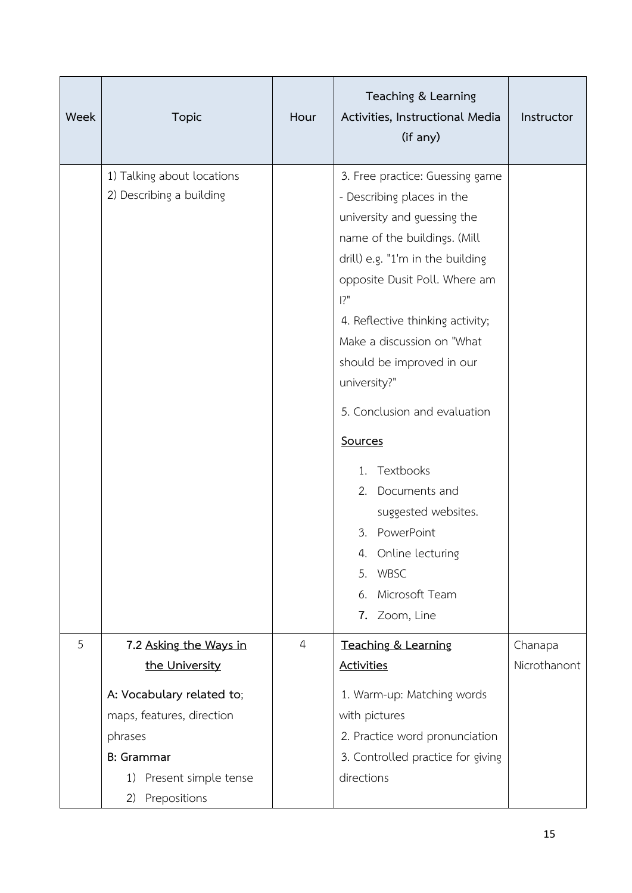| Week | Topic | Hour | Teaching & Learning Activities, Instructional Media (if any) | Instructor |
|---|---|---|---|---|
| | 1) Talking about locations<br>2) Describing a building | | 3. Free practice: Guessing game - Describing places in the university and guessing the name of the buildings. (Mill drill) e.g. "1'm in the building opposite Dusit Poll. Where am I?"<br>4. Reflective thinking activity; Make a discussion on "What should be improved in our university?"<br>5. Conclusion and evaluation<br><u>**Sources**</u><br>1. Textbooks<br>2. Documents and suggested websites.<br>3. PowerPoint<br>4. Online lecturing<br>5. WBSC<br>6. Microsoft Team<br>7. Zoom, Line | |
| 5 | **7.2 <u>Asking the Ways in the University</u>**<br>**A: Vocabulary related to**; maps, features, direction phrases<br>**B: Grammar**<br>1) Present simple tense<br>2) Prepositions | 4 | <u>**Teaching & Learning Activities**</u><br>1. Warm-up: Matching words with pictures<br>2. Practice word pronunciation<br>3. Controlled practice for giving directions | Chanapa Nicrothanont |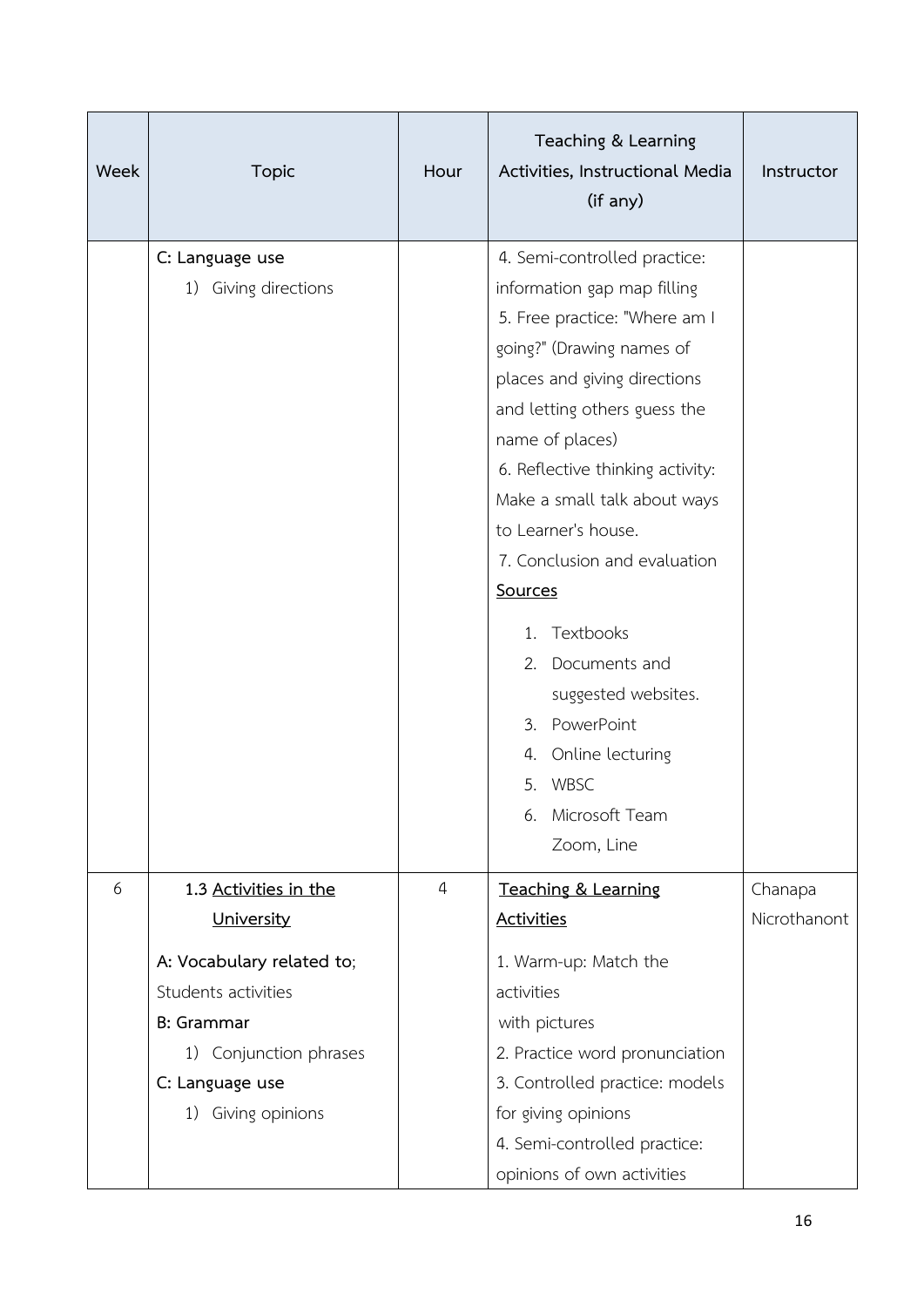| Week | Topic | Hour | Teaching & Learning Activities, Instructional Media (if any) | Instructor |
|---|---|---|---|---|
| | **C: Language use**<br>1) Giving directions | | 4. Semi-controlled practice: information gap map filling<br>5. Free practice: "Where am I going?" (Drawing names of places and giving directions and letting others guess the name of places)<br>6. Reflective thinking activity: Make a small talk about ways to Learner's house.<br>7. Conclusion and evaluation<br>**<u>Sources</u>**<br>1. Textbooks<br>2. Documents and suggested websites.<br>3. PowerPoint<br>4. Online lecturing<br>5. WBSC<br>6. Microsoft Team Zoom, Line | |
| 6 | **1.3 <u>Activities in the University</u>**<br>**A: Vocabulary related to**;<br>Students activities<br>**B: Grammar**<br>1) Conjunction phrases<br>**C: Language use**<br>1) Giving opinions | 4 | **<u>Teaching & Learning Activities</u>**<br>1. Warm-up: Match the activities with pictures<br>2. Practice word pronunciation<br>3. Controlled practice: models for giving opinions<br>4. Semi-controlled practice: opinions of own activities | Chanapa Nicrothanont |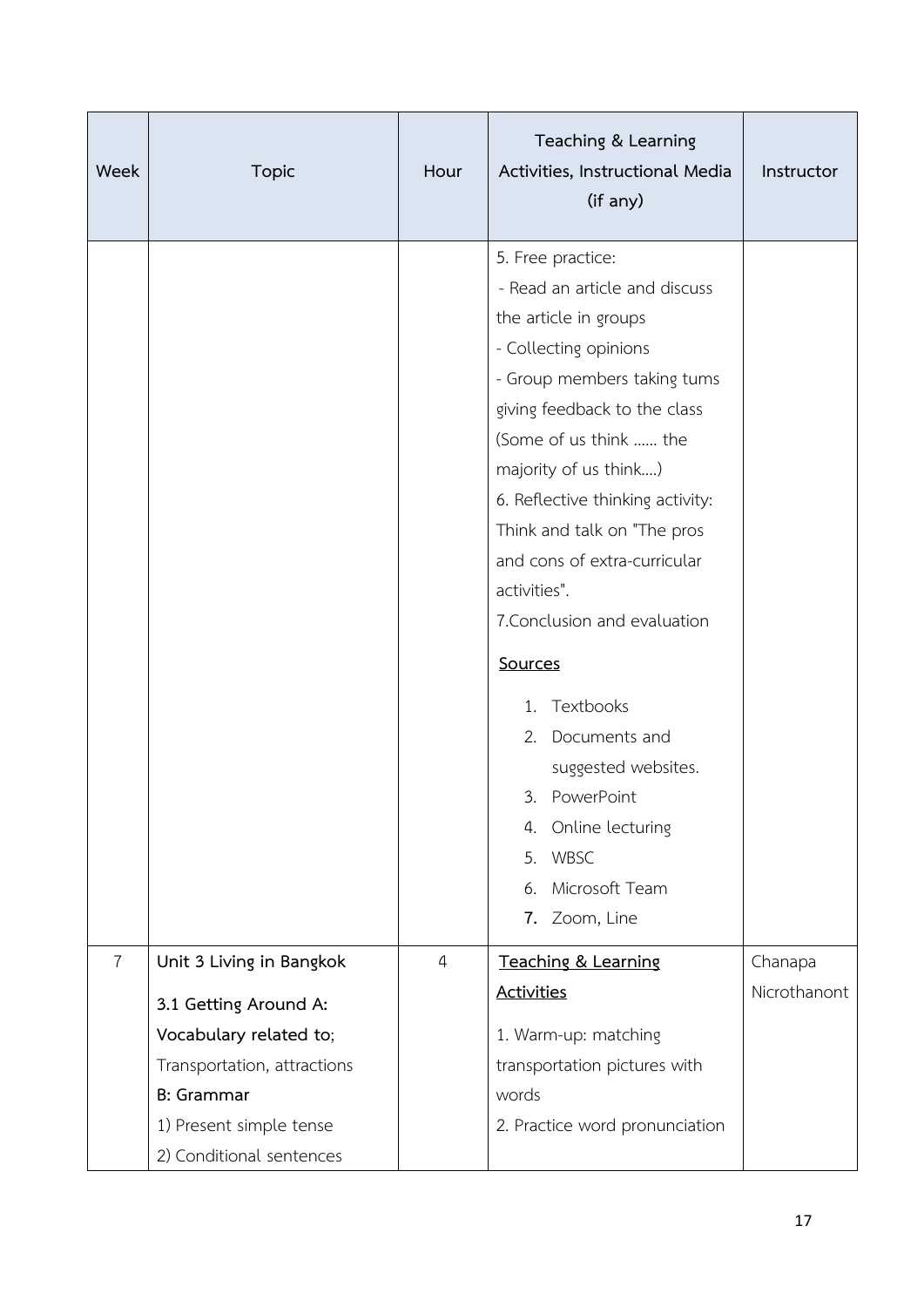| Week | Topic | Hour | Teaching & Learning Activities, Instructional Media (if any) | Instructor |
|---|---|---|---|---|
| | | | 5. Free practice:<br>- Read an article and discuss the article in groups<br>- Collecting opinions<br>- Group members taking tums giving feedback to the class (Some of us think ...... the majority of us think....)<br>6. Reflective thinking activity: Think and talk on "The pros and cons of extra-curricular activities".<br>7.Conclusion and evaluation<br><br>**<u>Sources</u>**<br>1. Textbooks<br>2. Documents and suggested websites.<br>3. PowerPoint<br>4. Online lecturing<br>5. WBSC<br>6. Microsoft Team<br>7. Zoom, Line | |
| 7 | **Unit 3 Living in Bangkok**<br>**3.1 Getting Around A: Vocabulary related to**;<br>Transportation, attractions<br>**B: Grammar**<br>1) Present simple tense<br>2) Conditional sentences | 4 | **<u>Teaching & Learning Activities</u>**<br>1. Warm-up: matching transportation pictures with words<br>2. Practice word pronunciation | Chanapa Nicrothanont |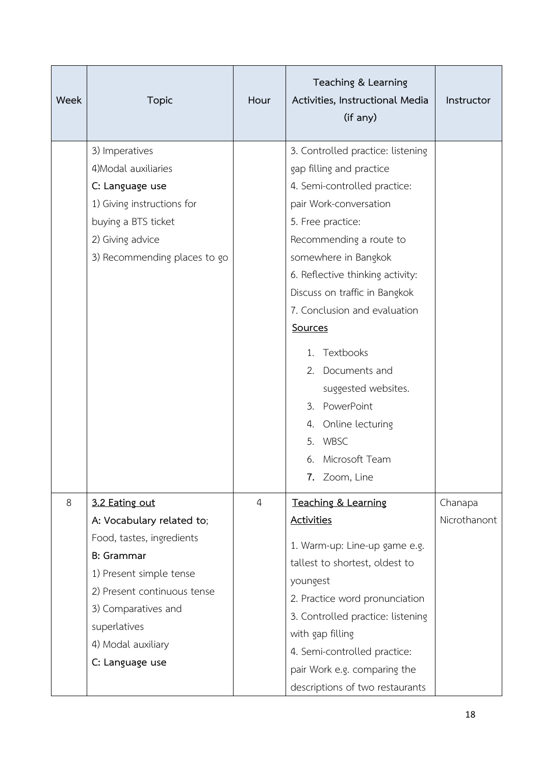| Week | Topic | Hour | Teaching & Learning Activities, Instructional Media (if any) | Instructor |
|---|---|---|---|---|
| | 3) Imperatives<br>4)Modal auxiliaries<br>**C: Language use**<br>1) Giving instructions for buying a BTS ticket<br>2) Giving advice<br>3) Recommending places to go | | 3. Controlled practice: listening gap filling and practice<br>4. Semi-controlled practice: pair Work-conversation<br>5. Free practice: Recommending a route to somewhere in Bangkok<br>6. Reflective thinking activity: Discuss on traffic in Bangkok<br>7. Conclusion and evaluation<br>**<u>Sources</u>**<br>1. Textbooks<br>2. Documents and suggested websites.<br>3. PowerPoint<br>4. Online lecturing<br>5. WBSC<br>6. Microsoft Team<br>7. Zoom, Line | |
| 8 | **<u>3.2 Eating out</u>**<br>**A: Vocabulary related to**;<br>Food, tastes, ingredients<br>**B: Grammar**<br>1) Present simple tense<br>2) Present continuous tense<br>3) Comparatives and superlatives<br>4) Modal auxiliary<br>**C: Language use** | 4 | **<u>Teaching & Learning Activities</u>**<br>1. Warm-up: Line-up game e.g. tallest to shortest, oldest to youngest<br>2. Practice word pronunciation<br>3. Controlled practice: listening with gap filling<br>4. Semi-controlled practice: pair Work e.g. comparing the descriptions of two restaurants | Chanapa Nicrothanont |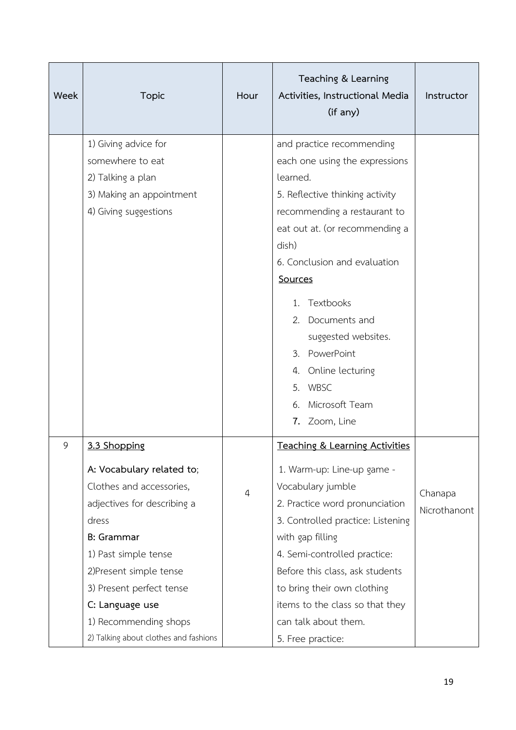| Week | Topic | Hour | Teaching & Learning Activities, Instructional Media (if any) | Instructor |
| --- | --- | --- | --- | --- |
| | 1) Giving advice for somewhere to eat<br>2) Talking a plan<br>3) Making an appointment<br>4) Giving suggestions | | and practice recommending each one using the expressions learned.<br>5. Reflective thinking activity recommending a restaurant to eat out at. (or recommending a dish)<br>6. Conclusion and evaluation<br>**Sources**<br>1. Textbooks<br>2. Documents and suggested websites.<br>3. PowerPoint<br>4. Online lecturing<br>5. WBSC<br>6. Microsoft Team<br>7. Zoom, Line | |
| 9 | **3.3 Shopping**<br>**A: Vocabulary related to**;<br>Clothes and accessories, adjectives for describing a dress<br>**B: Grammar**<br>1) Past simple tense<br>2)Present simple tense<br>3) Present perfect tense<br>**C: Language use**<br>1) Recommending shops<br>2) Talking about clothes and fashions | 4 | **Teaching & Learning Activities**<br>1. Warm-up: Line-up game - Vocabulary jumble<br>2. Practice word pronunciation<br>3. Controlled practice: Listening with gap filling<br>4. Semi-controlled practice: Before this class, ask students to bring their own clothing items to the class so that they can talk about them.<br>5. Free practice: | Chanapa Nicrothanont |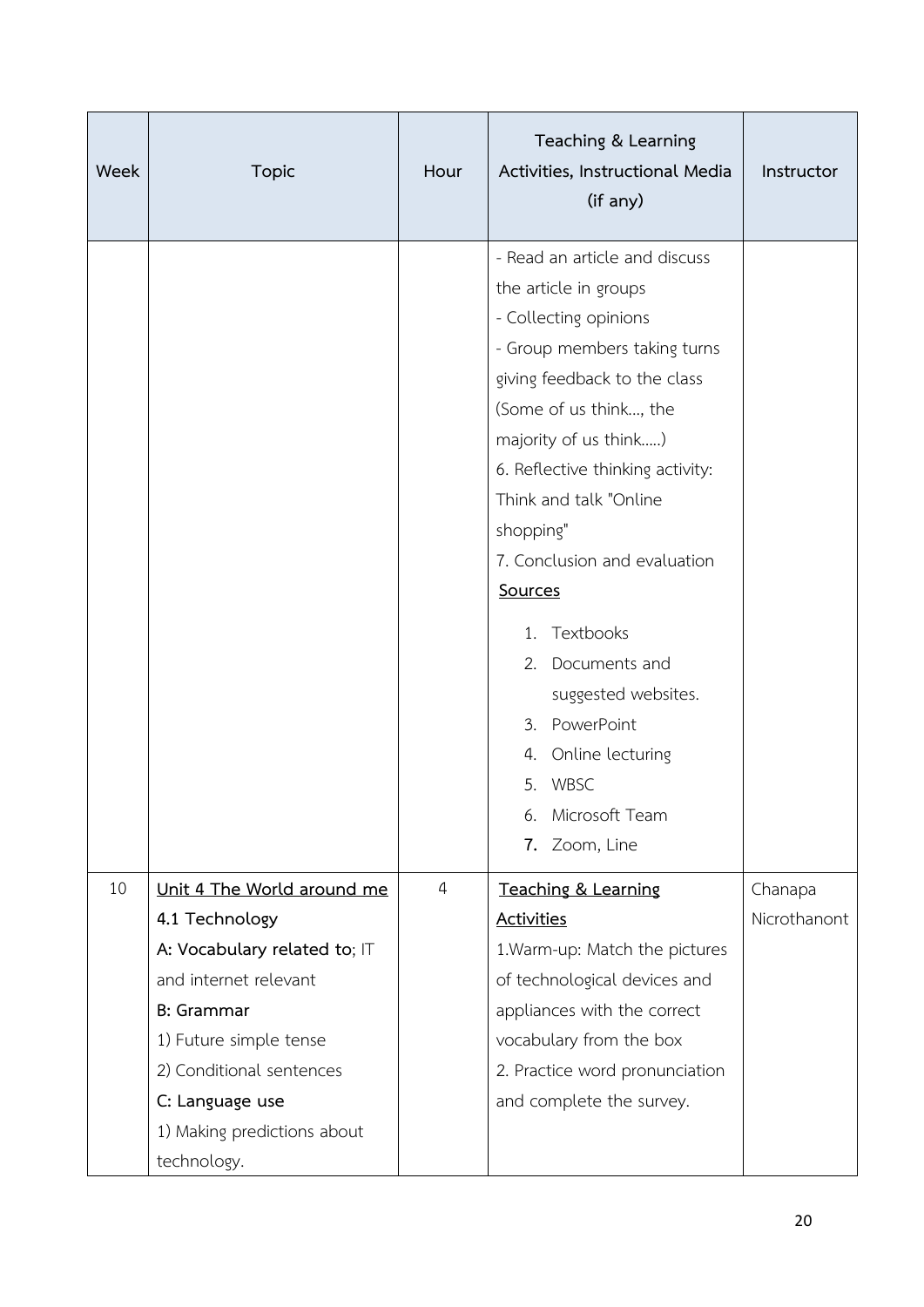| Week | Topic | Hour | Teaching & Learning Activities, Instructional Media (if any) | Instructor |
|---|---|---|---|---|
| | | | - Read an article and discuss the article in groups<br>- Collecting opinions<br>- Group members taking turns giving feedback to the class (Some of us think..., the majority of us think.....)<br>6. Reflective thinking activity: Think and talk "Online shopping"<br>7. Conclusion and evaluation<br>**Sources**<br>1. Textbooks<br>2. Documents and suggested websites.<br>3. PowerPoint<br>4. Online lecturing<br>5. WBSC<br>6. Microsoft Team<br>7. Zoom, Line | |
| 10 | **Unit 4 The World around me**<br>**4.1 Technology**<br>**A: Vocabulary related to**; IT and internet relevant<br>**B: Grammar**<br>1) Future simple tense<br>2) Conditional sentences<br>**C: Language use**<br>1) Making predictions about technology. | 4 | **Teaching & Learning Activities**<br>1.Warm-up: Match the pictures of technological devices and appliances with the correct vocabulary from the box<br>2. Practice word pronunciation and complete the survey. | Chanapa Nicrothanont |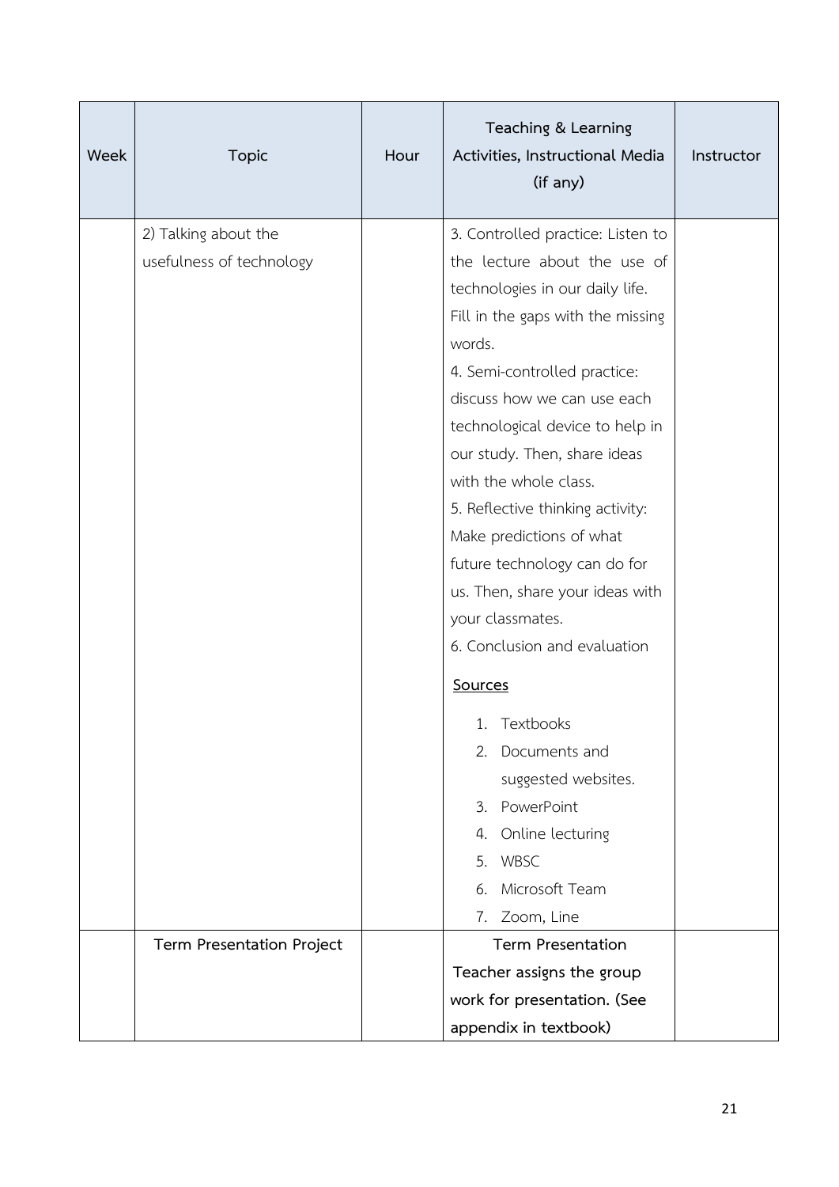| Week | Topic | Hour | Teaching & Learning Activities, Instructional Media (if any) | Instructor |
|---|---|---|---|---|
| | 2) Talking about the usefulness of technology | | 3. Controlled practice: Listen to the lecture about the use of technologies in our daily life. Fill in the gaps with the missing words.<br>4. Semi-controlled practice: discuss how we can use each technological device to help in our study. Then, share ideas with the whole class.<br>5. Reflective thinking activity: Make predictions of what future technology can do for us. Then, share your ideas with your classmates.<br>6. Conclusion and evaluation<br><br>Sources<br><br>1. Textbooks<br>2. Documents and suggested websites.<br>3. PowerPoint<br>4. Online lecturing<br>5. WBSC<br>6. Microsoft Team<br>7. Zoom, Line | |
| | **Term Presentation Project** | | **Term Presentation**<br>**Teacher assigns the group work for presentation. (See appendix in textbook)** | |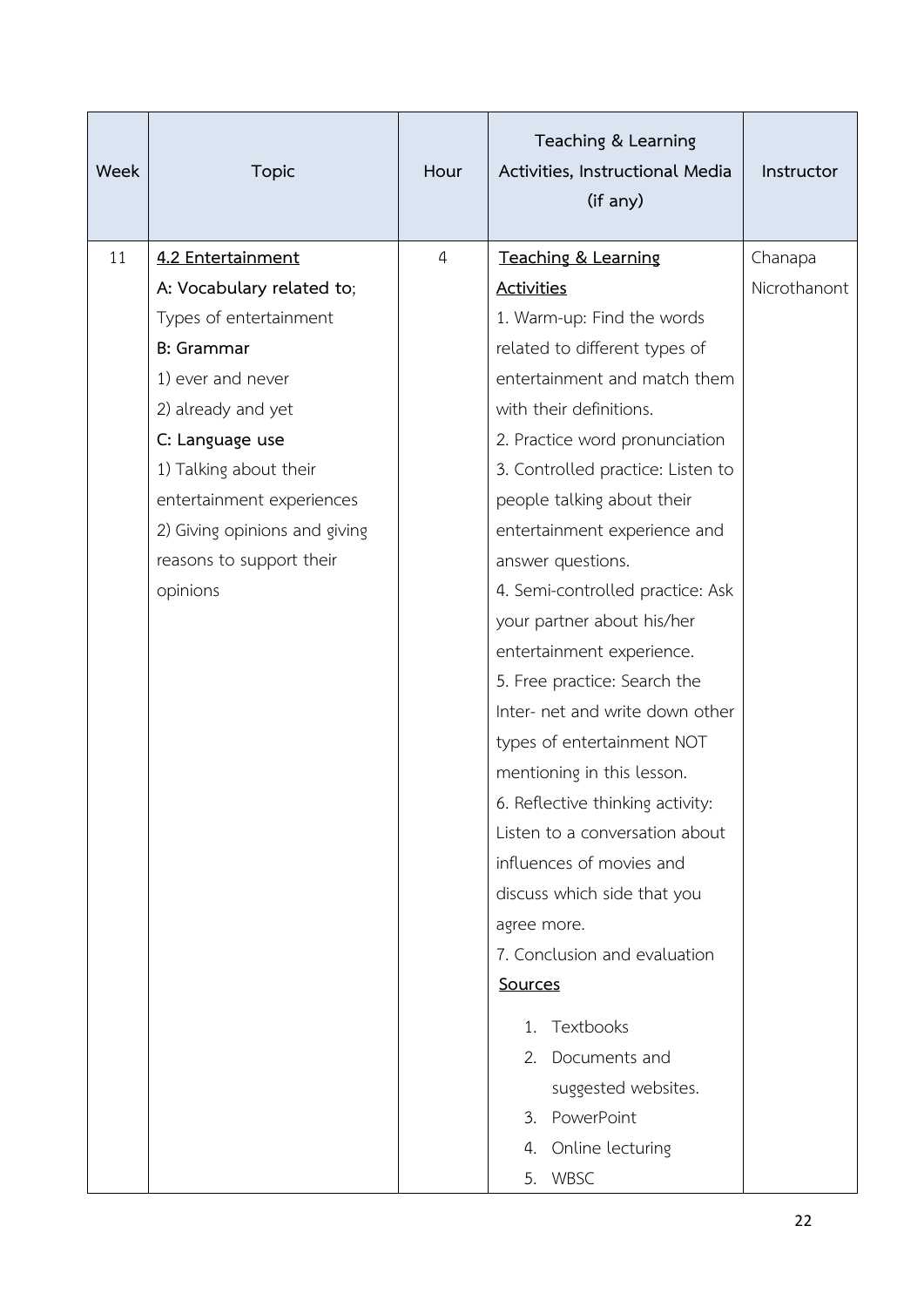| Week | Topic | Hour | Teaching & Learning Activities, Instructional Media (if any) | Instructor |
|---|---|---|---|---|
| 11 | **4.2 Entertainment**<br>**A: Vocabulary related to**;<br>Types of entertainment<br>**B: Grammar**<br>1) ever and never<br>2) already and yet<br>**C: Language use**<br>1) Talking about their entertainment experiences<br>2) Giving opinions and giving reasons to support their opinions | 4 | **Teaching & Learning Activities**<br>1. Warm-up: Find the words related to different types of entertainment and match them with their definitions.<br>2. Practice word pronunciation<br>3. Controlled practice: Listen to people talking about their entertainment experience and answer questions.<br>4. Semi-controlled practice: Ask your partner about his/her entertainment experience.<br>5. Free practice: Search the Inter- net and write down other types of entertainment NOT mentioning in this lesson.<br>6. Reflective thinking activity: Listen to a conversation about influences of movies and discuss which side that you agree more.<br>7. Conclusion and evaluation<br>**Sources**<br>1. Textbooks<br>2. Documents and suggested websites.<br>3. PowerPoint<br>4. Online lecturing<br>5. WBSC | Chanapa Nicrothanont |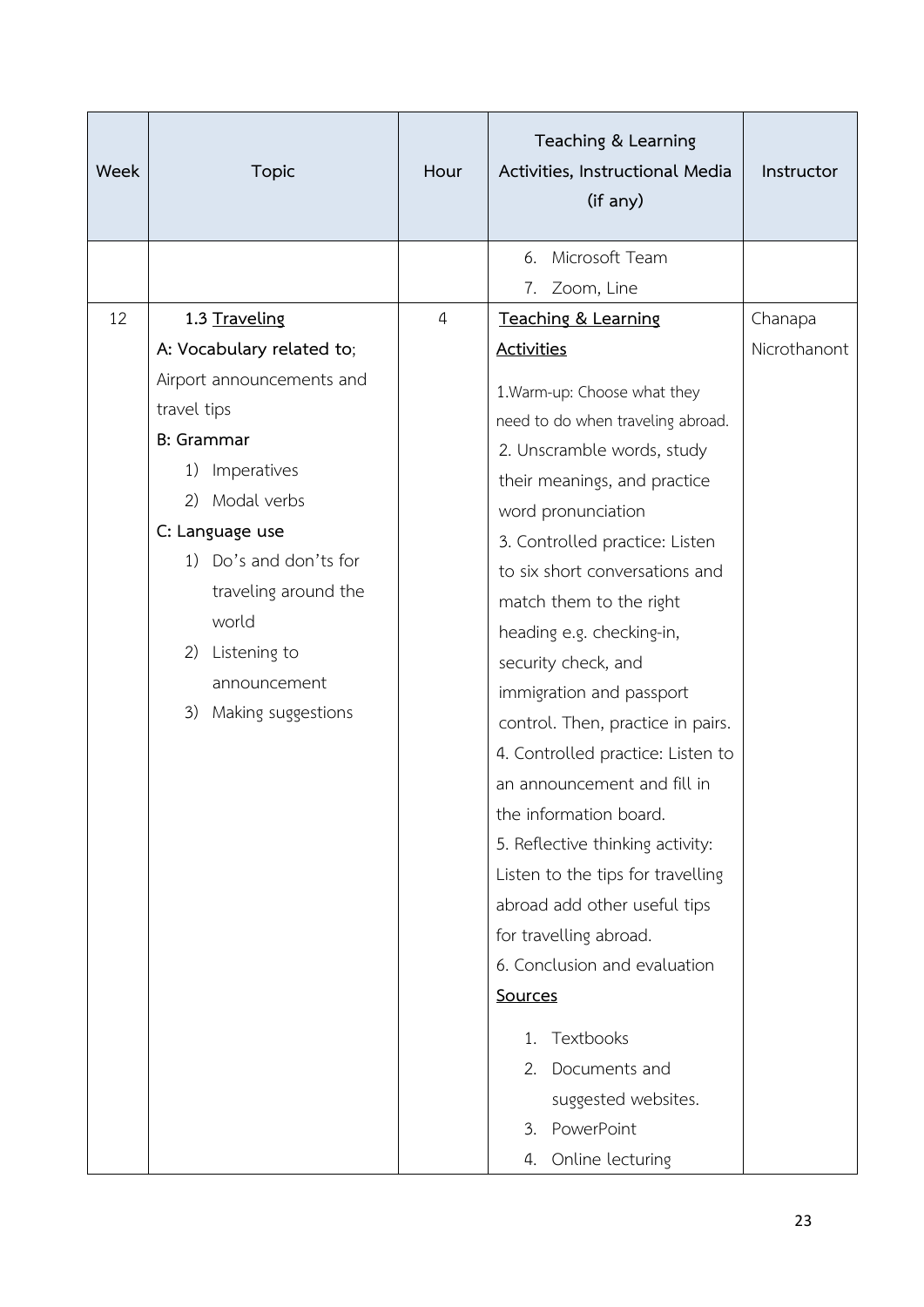| Week | Topic | Hour | Teaching & Learning Activities, Instructional Media (if any) | Instructor |
|---|---|---|---|---|
| | | | 6. Microsoft Team<br>7. Zoom, Line | |
| 12 | **1.3 Traveling**<br>**A: Vocabulary related to**;<br>Airport announcements and travel tips<br>**B: Grammar**<br>1) Imperatives<br>2) Modal verbs<br>**C: Language use**<br>1) Do's and don'ts for traveling around the world<br>2) Listening to announcement<br>3) Making suggestions | 4 | **Teaching & Learning Activities**<br>1.Warm-up: Choose what they need to do when traveling abroad.<br>2. Unscramble words, study their meanings, and practice word pronunciation<br>3. Controlled practice: Listen to six short conversations and match them to the right heading e.g. checking-in, security check, and immigration and passport control. Then, practice in pairs.<br>4. Controlled practice: Listen to an announcement and fill in the information board.<br>5. Reflective thinking activity: Listen to the tips for travelling abroad add other useful tips for travelling abroad.<br>6. Conclusion and evaluation<br>**Sources**<br>1. Textbooks<br>2. Documents and suggested websites.<br>3. PowerPoint<br>4. Online lecturing | Chanapa Nicrothanont |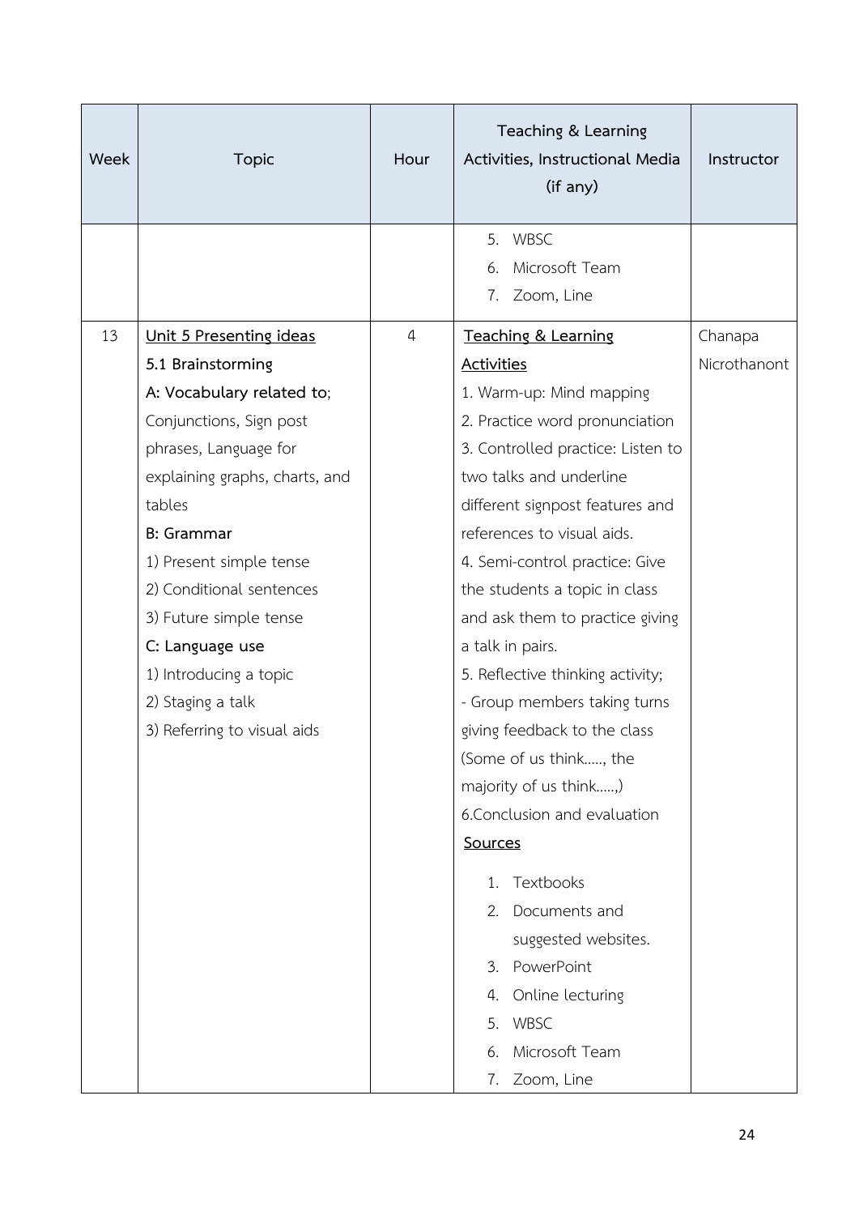| Week | Topic | Hour | Teaching & Learning Activities, Instructional Media (if any) | Instructor |
|---|---|---|---|---|
| | | | 5. WBSC<br>6. Microsoft Team<br>7. Zoom, Line | |
| 13 | <u>**Unit 5 Presenting ideas**</u><br>**5.1 Brainstorming**<br>**A: Vocabulary related to**;<br>Conjunctions, Sign post phrases, Language for explaining graphs, charts, and tables<br>**B: Grammar**<br>1) Present simple tense<br>2) Conditional sentences<br>3) Future simple tense<br>**C: Language use**<br>1) Introducing a topic<br>2) Staging a talk<br>3) Referring to visual aids | 4 | <u>**Teaching & Learning Activities**</u><br>1. Warm-up: Mind mapping<br>2. Practice word pronunciation<br>3. Controlled practice: Listen to two talks and underline different signpost features and references to visual aids.<br>4. Semi-control practice: Give the students a topic in class and ask them to practice giving a talk in pairs.<br>5. Reflective thinking activity;<br>- Group members taking turns giving feedback to the class (Some of us think….., the majority of us think…..,)<br>6.Conclusion and evaluation<br><u>**Sources**</u><br>1. Textbooks<br>2. Documents and suggested websites.<br>3. PowerPoint<br>4. Online lecturing<br>5. WBSC<br>6. Microsoft Team<br>7. Zoom, Line | Chanapa Nicrothanont |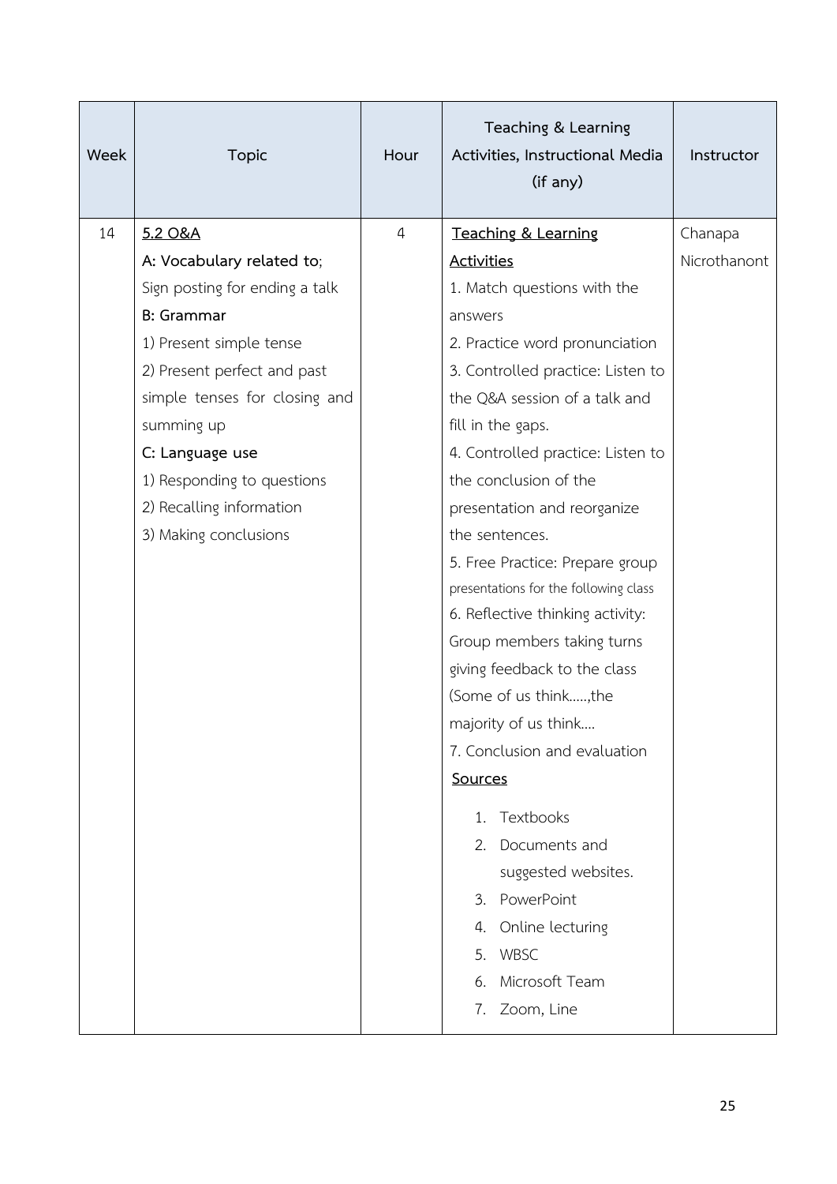| Week | Topic | Hour | Teaching & Learning Activities, Instructional Media (if any) | Instructor |
|---|---|---|---|---|
| 14 | <u>5.2 O&A</u><br>**A: Vocabulary related to**;<br>Sign posting for ending a talk<br>**B: Grammar**<br>1) Present simple tense<br>2) Present perfect and past simple tenses for closing and summing up<br>**C: Language use**<br>1) Responding to questions<br>2) Recalling information<br>3) Making conclusions | 4 | <u>Teaching & Learning Activities</u><br>1. Match questions with the answers<br>2. Practice word pronunciation<br>3. Controlled practice: Listen to the Q&A session of a talk and fill in the gaps.<br>4. Controlled practice: Listen to the conclusion of the presentation and reorganize the sentences.<br>5. Free Practice: Prepare group presentations for the following class<br>6. Reflective thinking activity: Group members taking turns giving feedback to the class (Some of us think.....,the majority of us think....<br>7. Conclusion and evaluation<br><u>Sources</u><br>1. Textbooks<br>2. Documents and suggested websites.<br>3. PowerPoint<br>4. Online lecturing<br>5. WBSC<br>6. Microsoft Team<br>7. Zoom, Line | Chanapa Nicrothanont |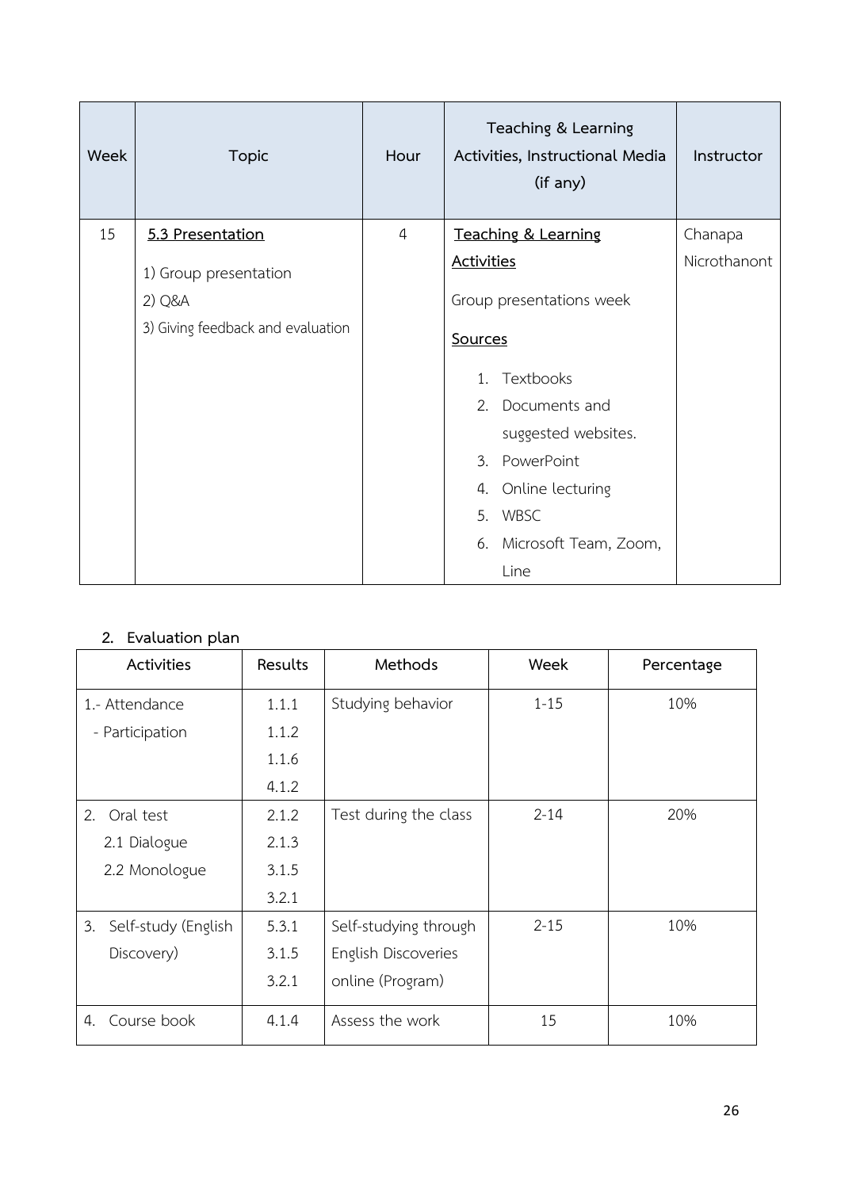| Week | Topic | Hour | Teaching & Learning Activities, Instructional Media (if any) | Instructor |
|---|---|---|---|---|
| 15 | **5.3 Presentation**<br>1) Group presentation<br>2) Q&A<br>3) Giving feedback and evaluation | 4 | **Teaching & Learning Activities**<br>Group presentations week<br>**Sources**<br>1. Textbooks<br>2. Documents and suggested websites.<br>3. PowerPoint<br>4. Online lecturing<br>5. WBSC<br>6. Microsoft Team, Zoom, Line | Chanapa Nicrothanont |

## 2. Evaluation plan

| Activities | Results | Methods | Week | Percentage |
|---|---|---|---|---|
| 1.- Attendance<br>- Participation | 1.1.1<br>1.1.2<br>1.1.6<br>4.1.2 | Studying behavior | 1-15 | 10% |
| 2. Oral test<br>2.1 Dialogue<br>2.2 Monologue | 2.1.2<br>2.1.3<br>3.1.5<br>3.2.1 | Test during the class | 2-14 | 20% |
| 3. Self-study (English Discovery) | 5.3.1<br>3.1.5<br>3.2.1 | Self-studying through English Discoveries online (Program) | 2-15 | 10% |
| 4. Course book | 4.1.4 | Assess the work | 15 | 10% |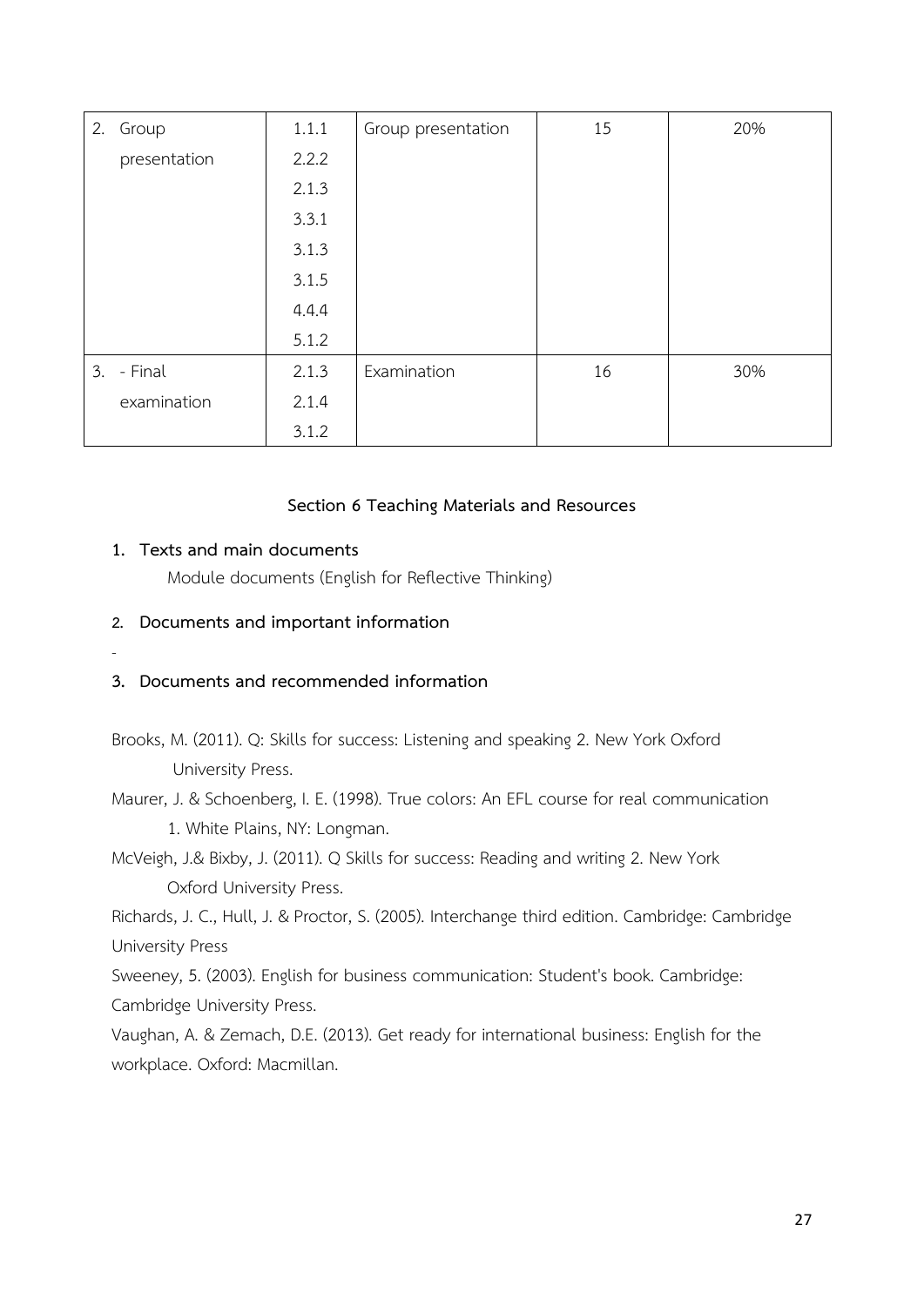| 2. Group presentation | 1.1.1<br>2.2.2<br>2.1.3<br>3.3.1<br>3.1.3<br>3.1.5<br>4.4.4<br>5.1.2 | Group presentation | 15 | 20% |
|---|---|---|---|---|
| 3. - Final examination | 2.1.3<br>2.1.4<br>3.1.2 | Examination | 16 | 30% |

## Section 6 Teaching Materials and Resources

**1. Texts and main documents**

Module documents (English for Reflective Thinking)

**2. Documents and important information**

-

**3. Documents and recommended information**

Brooks, M. (2011). Q: Skills for success: Listening and speaking 2. New York Oxford University Press.

Maurer, J. & Schoenberg, I. E. (1998). True colors: An EFL course for real communication 1. White Plains, NY: Longman.

McVeigh, J.& Bixby, J. (2011). Q Skills for success: Reading and writing 2. New York Oxford University Press.

Richards, J. C., Hull, J. & Proctor, S. (2005). Interchange third edition. Cambridge: Cambridge University Press

Sweeney, 5. (2003). English for business communication: Student's book. Cambridge: Cambridge University Press.

Vaughan, A. & Zemach, D.E. (2013). Get ready for international business: English for the workplace. Oxford: Macmillan.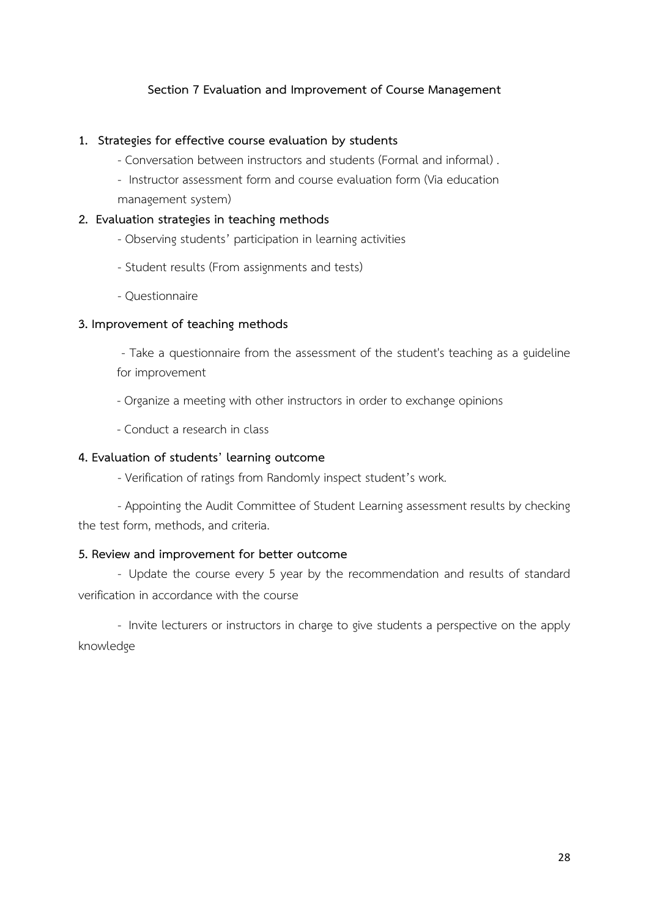## Section 7 Evaluation and Improvement of Course Management

**1. Strategies for effective course evaluation by students**

- Conversation between instructors and students (Formal and informal) .
- Instructor assessment form and course evaluation form (Via education management system)

**2. Evaluation strategies in teaching methods**

- Observing students' participation in learning activities
- Student results (From assignments and tests)
- Questionnaire

**3. Improvement of teaching methods**

- Take a questionnaire from the assessment of the student's teaching as a guideline for improvement
- Organize a meeting with other instructors in order to exchange opinions
- Conduct a research in class

**4. Evaluation of students' learning outcome**

- Verification of ratings from Randomly inspect student's work.
- Appointing the Audit Committee of Student Learning assessment results by checking the test form, methods, and criteria.

**5. Review and improvement for better outcome**

- Update the course every 5 year by the recommendation and results of standard verification in accordance with the course
- Invite lecturers or instructors in charge to give students a perspective on the apply knowledge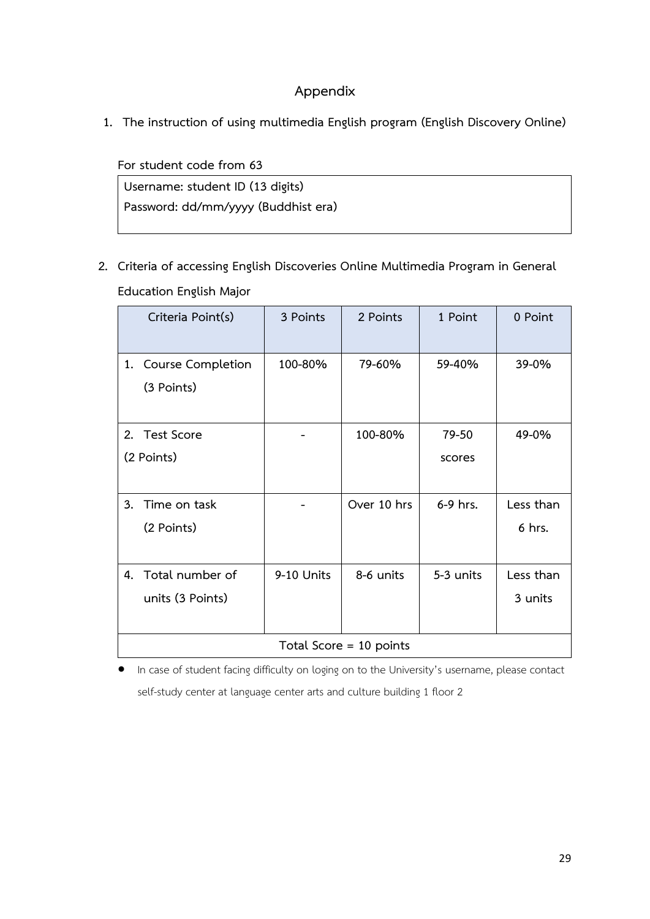# Appendix

1. **The instruction of using multimedia English program (English Discovery Online)**

**For student code from 63**

| |
|---|
| **Username: student ID (13 digits)** <br> **Password: dd/mm/yyyy (Buddhist era)** |

2. **Criteria of accessing English Discoveries Online Multimedia Program in General Education English Major**

| Criteria Point(s) | 3 Points | 2 Points | 1 Point | 0 Point |
|---|---|---|---|---|
| 1. Course Completion (3 Points) | 100-80% | 79-60% | 59-40% | 39-0% |
| 2. Test Score (2 Points) | - | 100-80% | 79-50 scores | 49-0% |
| 3. Time on task (2 Points) | - | Over 10 hrs | 6-9 hrs. | Less than 6 hrs. |
| 4. Total number of units (3 Points) | 9-10 Units | 8-6 units | 5-3 units | Less than 3 units |
| Total Score = 10 points | | | | |

- In case of student facing difficulty on loging on to the University's username, please contact self-study center at language center arts and culture building 1 floor 2